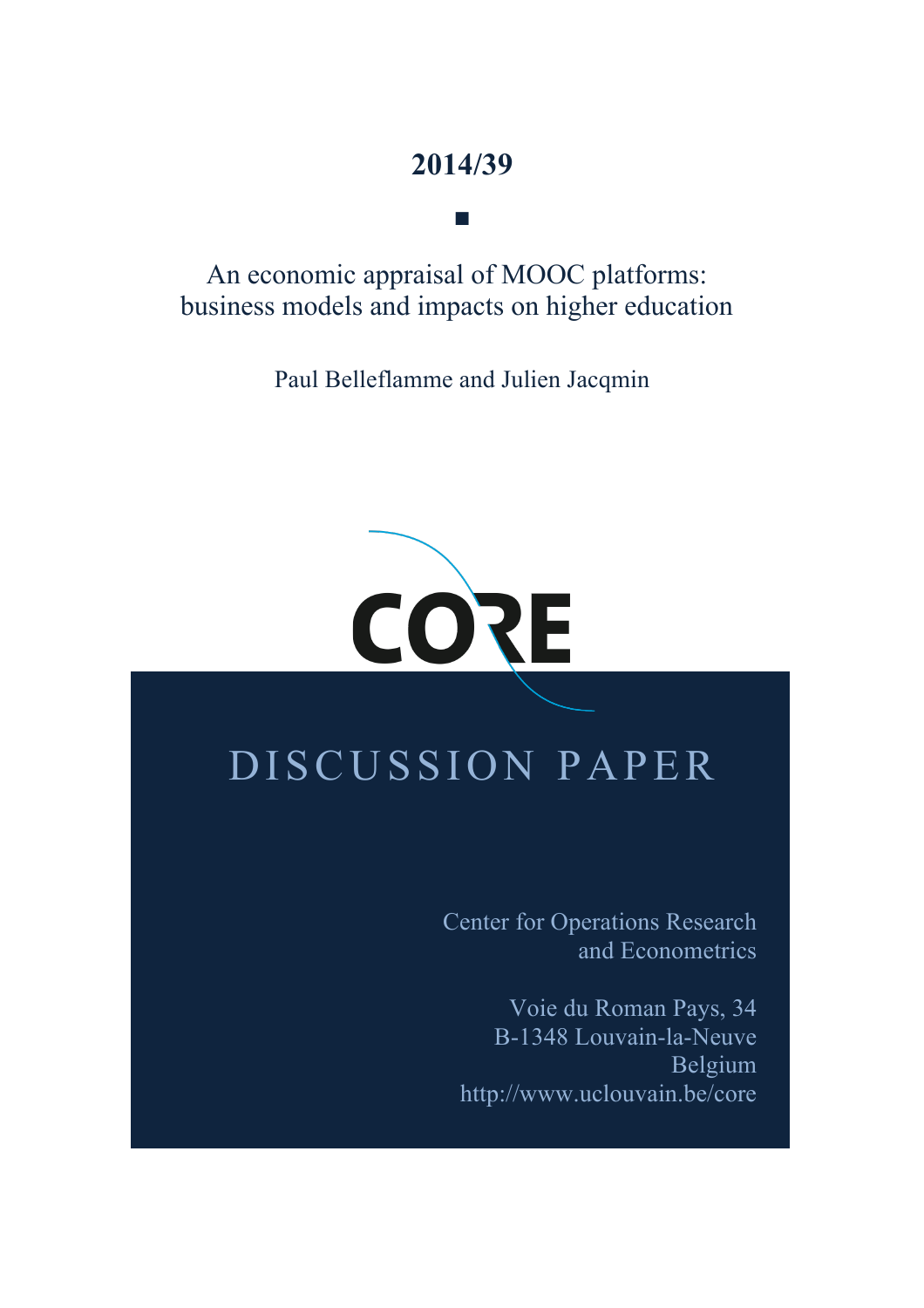**2014/39**

■

An economic appraisal of MOOC platforms: business models and impacts on higher education

Paul Belleflamme and Julien Jacqmin

CORE

DISCUSSION PAPER

Center for Operations Research and Econometrics

Voie du Roman Pays, 34
B-1348 Louvain-la-Neuve
Belgium
http://www.uclouvain.be/core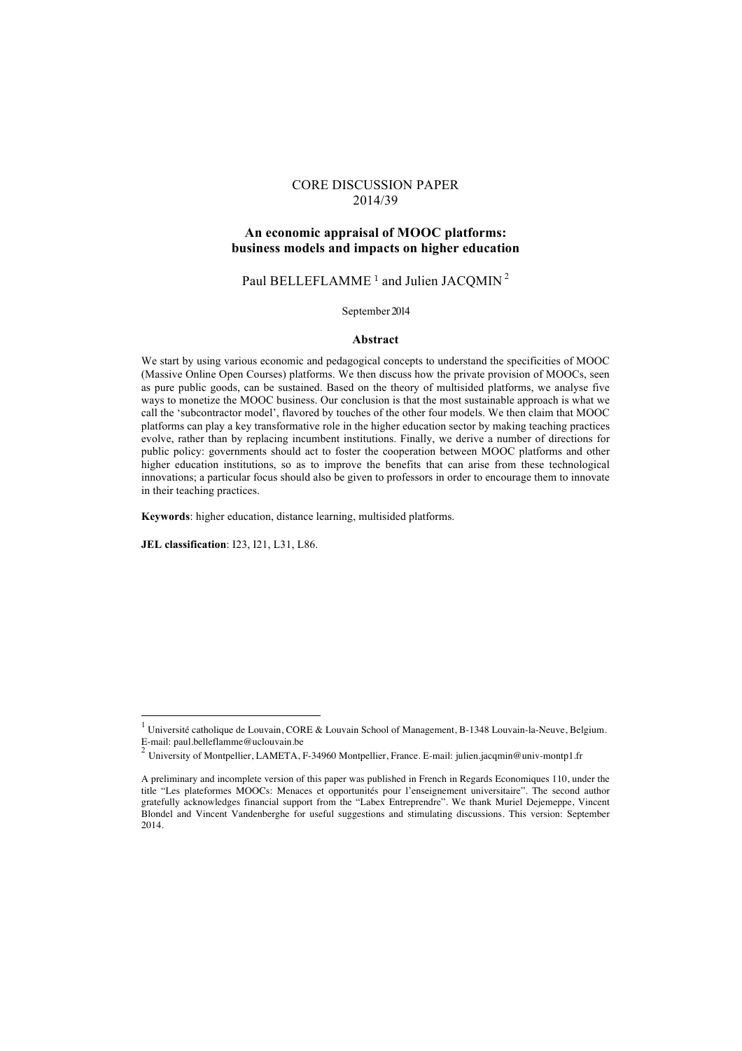CORE DISCUSSION PAPER
2014/39

# An economic appraisal of MOOC platforms: business models and impacts on higher education

Paul BELLEFLAMME [1] and Julien JACQMIN [2]

September 2014

## Abstract

We start by using various economic and pedagogical concepts to understand the specificities of MOOC (Massive Online Open Courses) platforms. We then discuss how the private provision of MOOCs, seen as pure public goods, can be sustained. Based on the theory of multisided platforms, we analyse five ways to monetize the MOOC business. Our conclusion is that the most sustainable approach is what we call the 'subcontractor model', flavored by touches of the other four models. We then claim that MOOC platforms can play a key transformative role in the higher education sector by making teaching practices evolve, rather than by replacing incumbent institutions. Finally, we derive a number of directions for public policy: governments should act to foster the cooperation between MOOC platforms and other higher education institutions, so as to improve the benefits that can arise from these technological innovations; a particular focus should also be given to professors in order to encourage them to innovate in their teaching practices.

**Keywords**: higher education, distance learning, multisided platforms.

**JEL classification**: I23, I21, L31, L86.

---

[1] Université catholique de Louvain, CORE & Louvain School of Management, B-1348 Louvain-la-Neuve, Belgium. E-mail: paul.belleflamme@uclouvain.be

[2] University of Montpellier, LAMETA, F-34960 Montpellier, France. E-mail: julien.jacqmin@univ-montp1.fr

A preliminary and incomplete version of this paper was published in French in Regards Economiques 110, under the title "Les plateformes MOOCs: Menaces et opportunités pour l'enseignement universitaire". The second author gratefully acknowledges financial support from the "Labex Entreprendre". We thank Muriel Dejemeppe, Vincent Blondel and Vincent Vandenberghe for useful suggestions and stimulating discussions. This version: September 2014.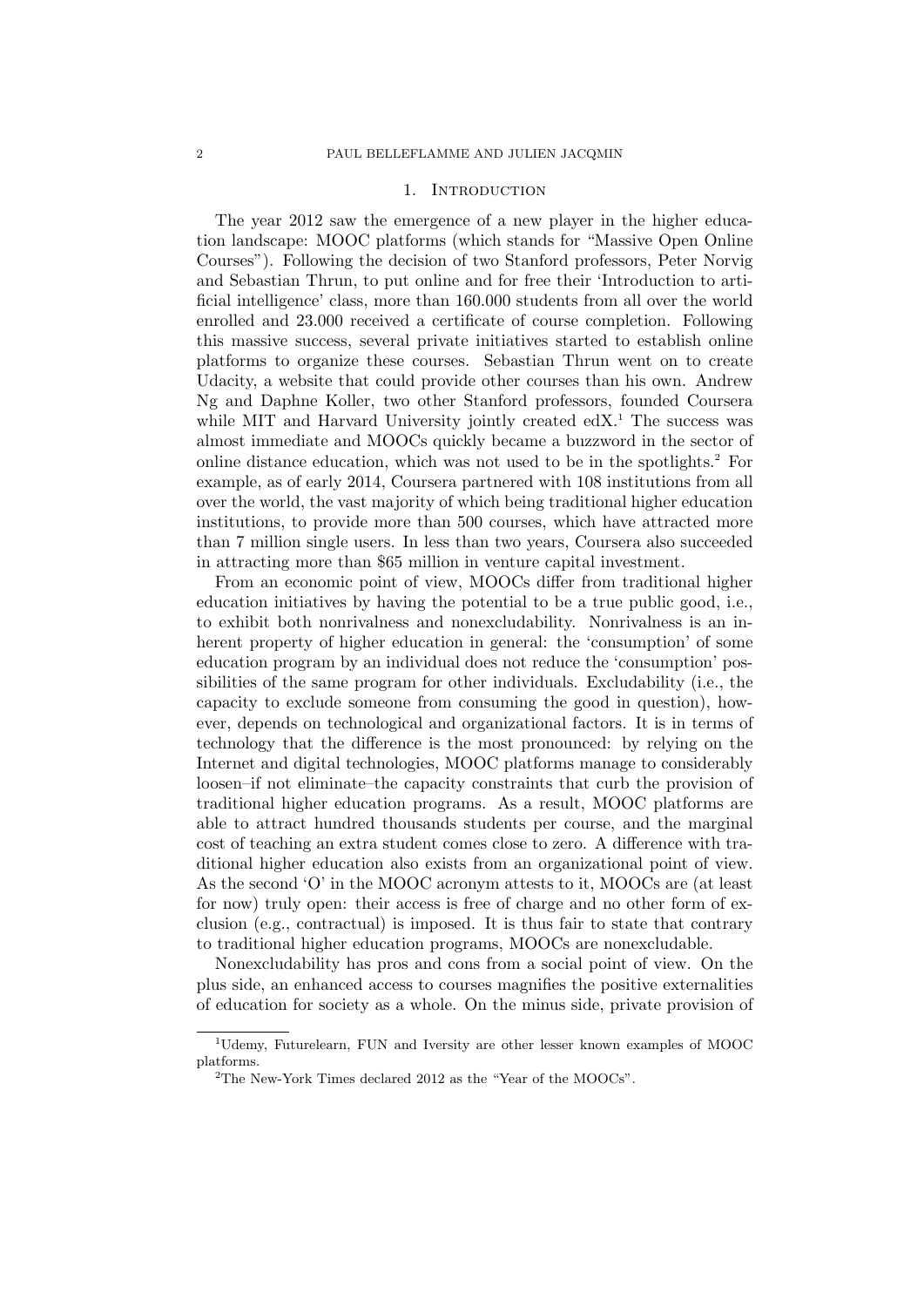## 1. Introduction

The year 2012 saw the emergence of a new player in the higher education landscape: MOOC platforms (which stands for "Massive Open Online Courses"). Following the decision of two Stanford professors, Peter Norvig and Sebastian Thrun, to put online and for free their 'Introduction to artificial intelligence' class, more than 160.000 students from all over the world enrolled and 23.000 received a certificate of course completion. Following this massive success, several private initiatives started to establish online platforms to organize these courses. Sebastian Thrun went on to create Udacity, a website that could provide other courses than his own. Andrew Ng and Daphne Koller, two other Stanford professors, founded Coursera while MIT and Harvard University jointly created edX.[1] The success was almost immediate and MOOCs quickly became a buzzword in the sector of online distance education, which was not used to be in the spotlights.[2] For example, as of early 2014, Coursera partnered with 108 institutions from all over the world, the vast majority of which being traditional higher education institutions, to provide more than 500 courses, which have attracted more than 7 million single users. In less than two years, Coursera also succeeded in attracting more than $65 million in venture capital investment.

From an economic point of view, MOOCs differ from traditional higher education initiatives by having the potential to be a true public good, i.e., to exhibit both nonrivalness and nonexcludability. Nonrivalness is an inherent property of higher education in general: the 'consumption' of some education program by an individual does not reduce the 'consumption' possibilities of the same program for other individuals. Excludability (i.e., the capacity to exclude someone from consuming the good in question), however, depends on technological and organizational factors. It is in terms of technology that the difference is the most pronounced: by relying on the Internet and digital technologies, MOOC platforms manage to considerably loosen–if not eliminate–the capacity constraints that curb the provision of traditional higher education programs. As a result, MOOC platforms are able to attract hundred thousands students per course, and the marginal cost of teaching an extra student comes close to zero. A difference with traditional higher education also exists from an organizational point of view. As the second 'O' in the MOOC acronym attests to it, MOOCs are (at least for now) truly open: their access is free of charge and no other form of exclusion (e.g., contractual) is imposed. It is thus fair to state that contrary to traditional higher education programs, MOOCs are nonexcludable.

Nonexcludability has pros and cons from a social point of view. On the plus side, an enhanced access to courses magnifies the positive externalities of education for society as a whole. On the minus side, private provision of

[1] Udemy, Futurelearn, FUN and Iversity are other lesser known examples of MOOC platforms.

[2] The New-York Times declared 2012 as the "Year of the MOOCs".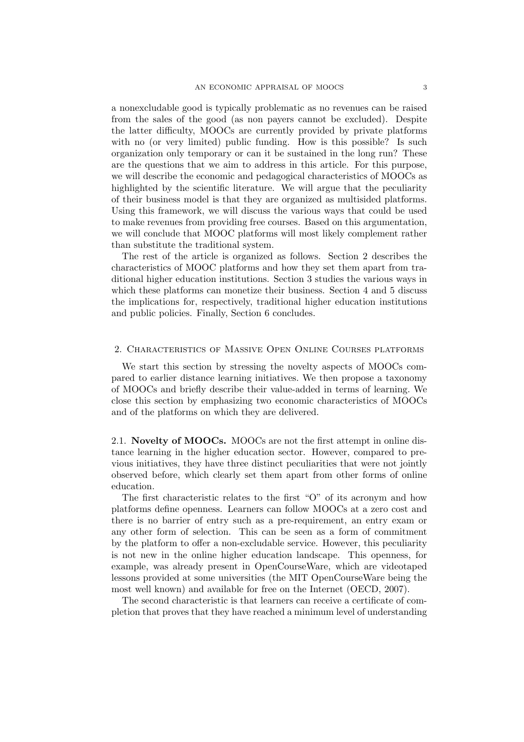a nonexcludable good is typically problematic as no revenues can be raised from the sales of the good (as non payers cannot be excluded). Despite the latter difficulty, MOOCs are currently provided by private platforms with no (or very limited) public funding. How is this possible? Is such organization only temporary or can it be sustained in the long run? These are the questions that we aim to address in this article. For this purpose, we will describe the economic and pedagogical characteristics of MOOCs as highlighted by the scientific literature. We will argue that the peculiarity of their business model is that they are organized as multisided platforms. Using this framework, we will discuss the various ways that could be used to make revenues from providing free courses. Based on this argumentation, we will conclude that MOOC platforms will most likely complement rather than substitute the traditional system.

The rest of the article is organized as follows. Section 2 describes the characteristics of MOOC platforms and how they set them apart from traditional higher education institutions. Section 3 studies the various ways in which these platforms can monetize their business. Section 4 and 5 discuss the implications for, respectively, traditional higher education institutions and public policies. Finally, Section 6 concludes.

## 2. Characteristics of Massive Open Online Courses platforms

We start this section by stressing the novelty aspects of MOOCs compared to earlier distance learning initiatives. We then propose a taxonomy of MOOCs and briefly describe their value-added in terms of learning. We close this section by emphasizing two economic characteristics of MOOCs and of the platforms on which they are delivered.

### 2.1. Novelty of MOOCs.

MOOCs are not the first attempt in online distance learning in the higher education sector. However, compared to previous initiatives, they have three distinct peculiarities that were not jointly observed before, which clearly set them apart from other forms of online education.

The first characteristic relates to the first "O" of its acronym and how platforms define openness. Learners can follow MOOCs at a zero cost and there is no barrier of entry such as a pre-requirement, an entry exam or any other form of selection. This can be seen as a form of commitment by the platform to offer a non-excludable service. However, this peculiarity is not new in the online higher education landscape. This openness, for example, was already present in OpenCourseWare, which are videotaped lessons provided at some universities (the MIT OpenCourseWare being the most well known) and available for free on the Internet (OECD, 2007).

The second characteristic is that learners can receive a certificate of completion that proves that they have reached a minimum level of understanding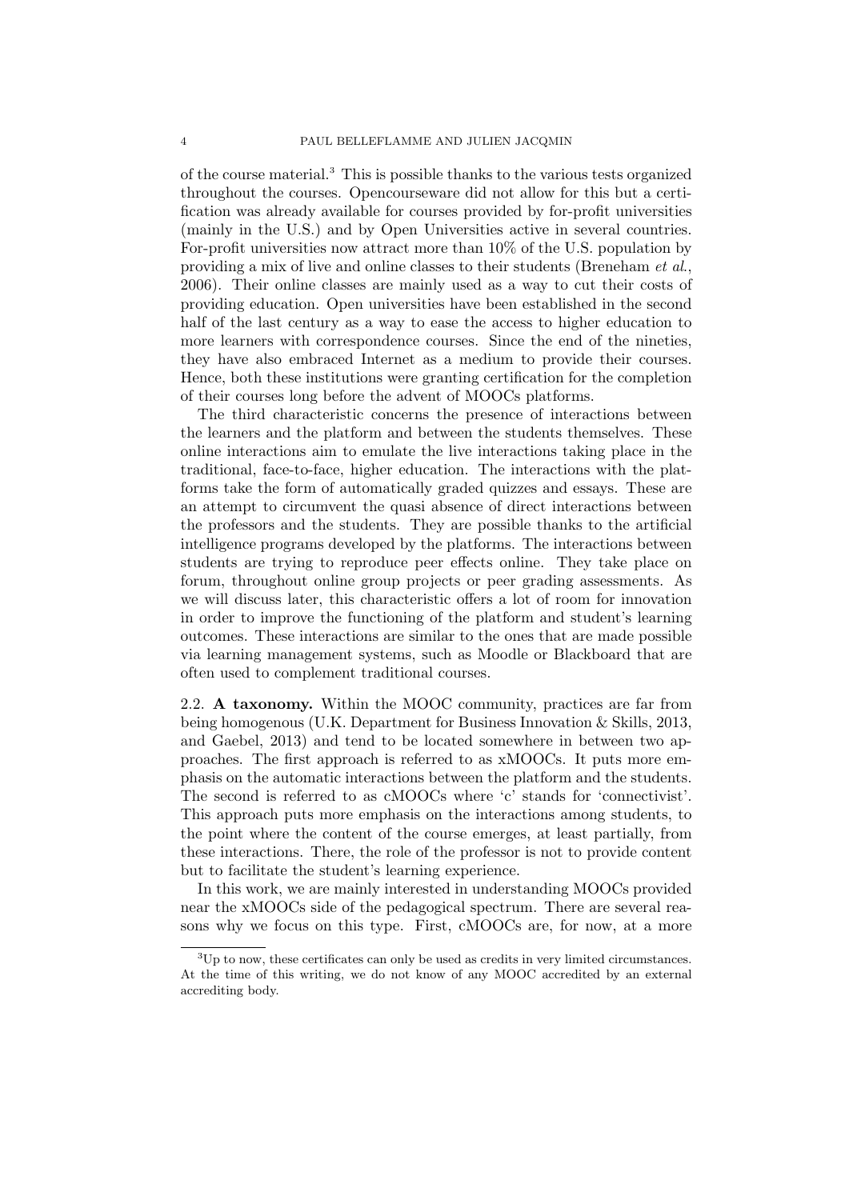of the course material.[3] This is possible thanks to the various tests organized throughout the courses. Opencourseware did not allow for this but a certification was already available for courses provided by for-profit universities (mainly in the U.S.) and by Open Universities active in several countries. For-profit universities now attract more than 10% of the U.S. population by providing a mix of live and online classes to their students (Breneham *et al.*, 2006). Their online classes are mainly used as a way to cut their costs of providing education. Open universities have been established in the second half of the last century as a way to ease the access to higher education to more learners with correspondence courses. Since the end of the nineties, they have also embraced Internet as a medium to provide their courses. Hence, both these institutions were granting certification for the completion of their courses long before the advent of MOOCs platforms.

The third characteristic concerns the presence of interactions between the learners and the platform and between the students themselves. These online interactions aim to emulate the live interactions taking place in the traditional, face-to-face, higher education. The interactions with the platforms take the form of automatically graded quizzes and essays. These are an attempt to circumvent the quasi absence of direct interactions between the professors and the students. They are possible thanks to the artificial intelligence programs developed by the platforms. The interactions between students are trying to reproduce peer effects online. They take place on forum, throughout online group projects or peer grading assessments. As we will discuss later, this characteristic offers a lot of room for innovation in order to improve the functioning of the platform and student's learning outcomes. These interactions are similar to the ones that are made possible via learning management systems, such as Moodle or Blackboard that are often used to complement traditional courses.

2.2. **A taxonomy.** Within the MOOC community, practices are far from being homogenous (U.K. Department for Business Innovation & Skills, 2013, and Gaebel, 2013) and tend to be located somewhere in between two approaches. The first approach is referred to as xMOOCs. It puts more emphasis on the automatic interactions between the platform and the students. The second is referred to as cMOOCs where 'c' stands for 'connectivist'. This approach puts more emphasis on the interactions among students, to the point where the content of the course emerges, at least partially, from these interactions. There, the role of the professor is not to provide content but to facilitate the student's learning experience.

In this work, we are mainly interested in understanding MOOCs provided near the xMOOCs side of the pedagogical spectrum. There are several reasons why we focus on this type. First, cMOOCs are, for now, at a more

[3] Up to now, these certificates can only be used as credits in very limited circumstances. At the time of this writing, we do not know of any MOOC accredited by an external accrediting body.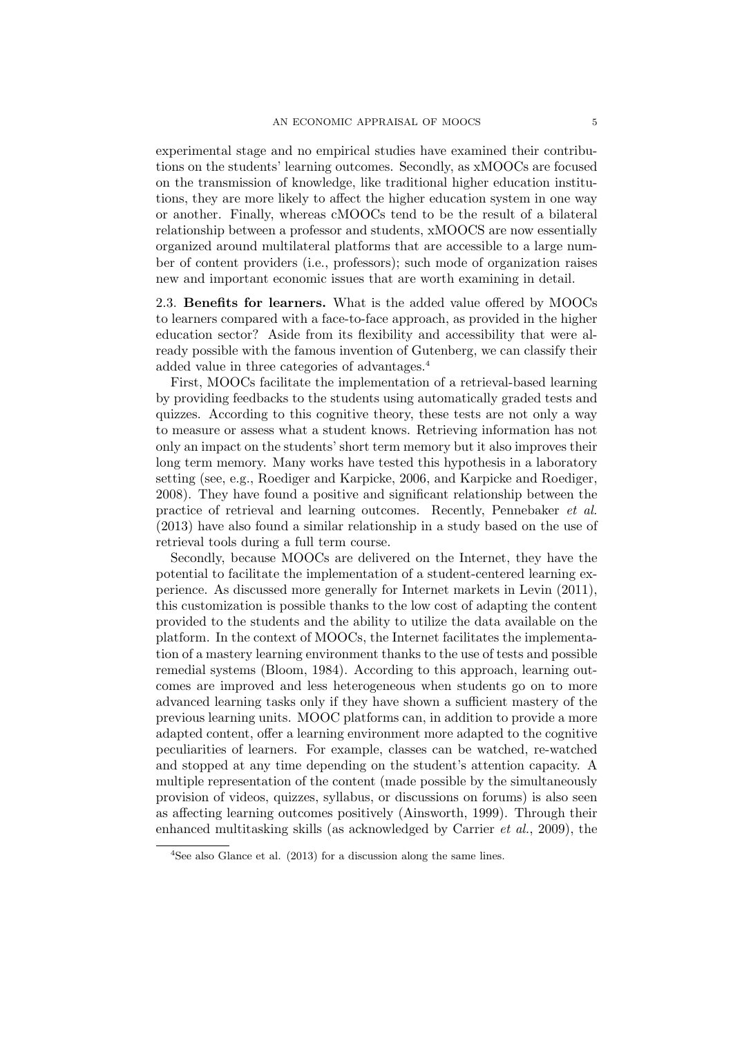experimental stage and no empirical studies have examined their contributions on the students' learning outcomes. Secondly, as xMOOCs are focused on the transmission of knowledge, like traditional higher education institutions, they are more likely to affect the higher education system in one way or another. Finally, whereas cMOOCs tend to be the result of a bilateral relationship between a professor and students, xMOOCS are now essentially organized around multilateral platforms that are accessible to a large number of content providers (i.e., professors); such mode of organization raises new and important economic issues that are worth examining in detail.

2.3. **Benefits for learners.** What is the added value offered by MOOCs to learners compared with a face-to-face approach, as provided in the higher education sector? Aside from its flexibility and accessibility that were already possible with the famous invention of Gutenberg, we can classify their added value in three categories of advantages.[4]

First, MOOCs facilitate the implementation of a retrieval-based learning by providing feedbacks to the students using automatically graded tests and quizzes. According to this cognitive theory, these tests are not only a way to measure or assess what a student knows. Retrieving information has not only an impact on the students' short term memory but it also improves their long term memory. Many works have tested this hypothesis in a laboratory setting (see, e.g., Roediger and Karpicke, 2006, and Karpicke and Roediger, 2008). They have found a positive and significant relationship between the practice of retrieval and learning outcomes. Recently, Pennebaker *et al.* (2013) have also found a similar relationship in a study based on the use of retrieval tools during a full term course.

Secondly, because MOOCs are delivered on the Internet, they have the potential to facilitate the implementation of a student-centered learning experience. As discussed more generally for Internet markets in Levin (2011), this customization is possible thanks to the low cost of adapting the content provided to the students and the ability to utilize the data available on the platform. In the context of MOOCs, the Internet facilitates the implementation of a mastery learning environment thanks to the use of tests and possible remedial systems (Bloom, 1984). According to this approach, learning outcomes are improved and less heterogeneous when students go on to more advanced learning tasks only if they have shown a sufficient mastery of the previous learning units. MOOC platforms can, in addition to provide a more adapted content, offer a learning environment more adapted to the cognitive peculiarities of learners. For example, classes can be watched, re-watched and stopped at any time depending on the student's attention capacity. A multiple representation of the content (made possible by the simultaneously provision of videos, quizzes, syllabus, or discussions on forums) is also seen as affecting learning outcomes positively (Ainsworth, 1999). Through their enhanced multitasking skills (as acknowledged by Carrier *et al.*, 2009), the

[4]See also Glance et al. (2013) for a discussion along the same lines.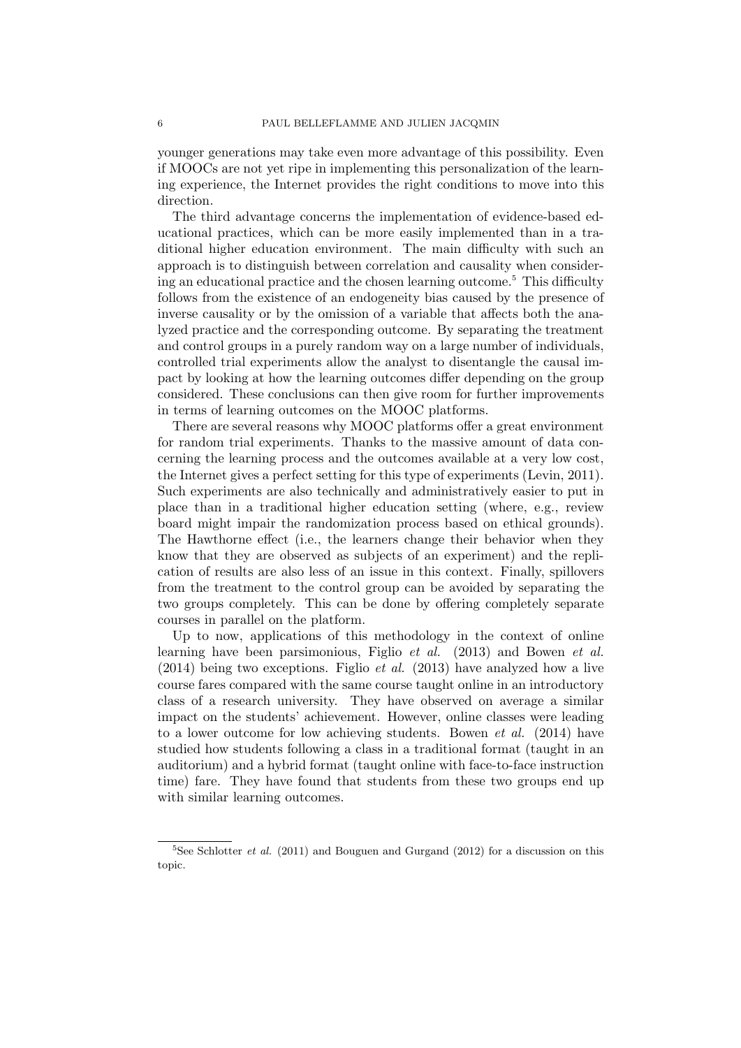younger generations may take even more advantage of this possibility. Even if MOOCs are not yet ripe in implementing this personalization of the learning experience, the Internet provides the right conditions to move into this direction.

The third advantage concerns the implementation of evidence-based educational practices, which can be more easily implemented than in a traditional higher education environment. The main difficulty with such an approach is to distinguish between correlation and causality when considering an educational practice and the chosen learning outcome.[5] This difficulty follows from the existence of an endogeneity bias caused by the presence of inverse causality or by the omission of a variable that affects both the analyzed practice and the corresponding outcome. By separating the treatment and control groups in a purely random way on a large number of individuals, controlled trial experiments allow the analyst to disentangle the causal impact by looking at how the learning outcomes differ depending on the group considered. These conclusions can then give room for further improvements in terms of learning outcomes on the MOOC platforms.

There are several reasons why MOOC platforms offer a great environment for random trial experiments. Thanks to the massive amount of data concerning the learning process and the outcomes available at a very low cost, the Internet gives a perfect setting for this type of experiments (Levin, 2011). Such experiments are also technically and administratively easier to put in place than in a traditional higher education setting (where, e.g., review board might impair the randomization process based on ethical grounds). The Hawthorne effect (i.e., the learners change their behavior when they know that they are observed as subjects of an experiment) and the replication of results are also less of an issue in this context. Finally, spillovers from the treatment to the control group can be avoided by separating the two groups completely. This can be done by offering completely separate courses in parallel on the platform.

Up to now, applications of this methodology in the context of online learning have been parsimonious, Figlio *et al.* (2013) and Bowen *et al.* (2014) being two exceptions. Figlio *et al.* (2013) have analyzed how a live course fares compared with the same course taught online in an introductory class of a research university. They have observed on average a similar impact on the students' achievement. However, online classes were leading to a lower outcome for low achieving students. Bowen *et al.* (2014) have studied how students following a class in a traditional format (taught in an auditorium) and a hybrid format (taught online with face-to-face instruction time) fare. They have found that students from these two groups end up with similar learning outcomes.

[5] See Schlotter *et al.* (2011) and Bouguen and Gurgand (2012) for a discussion on this topic.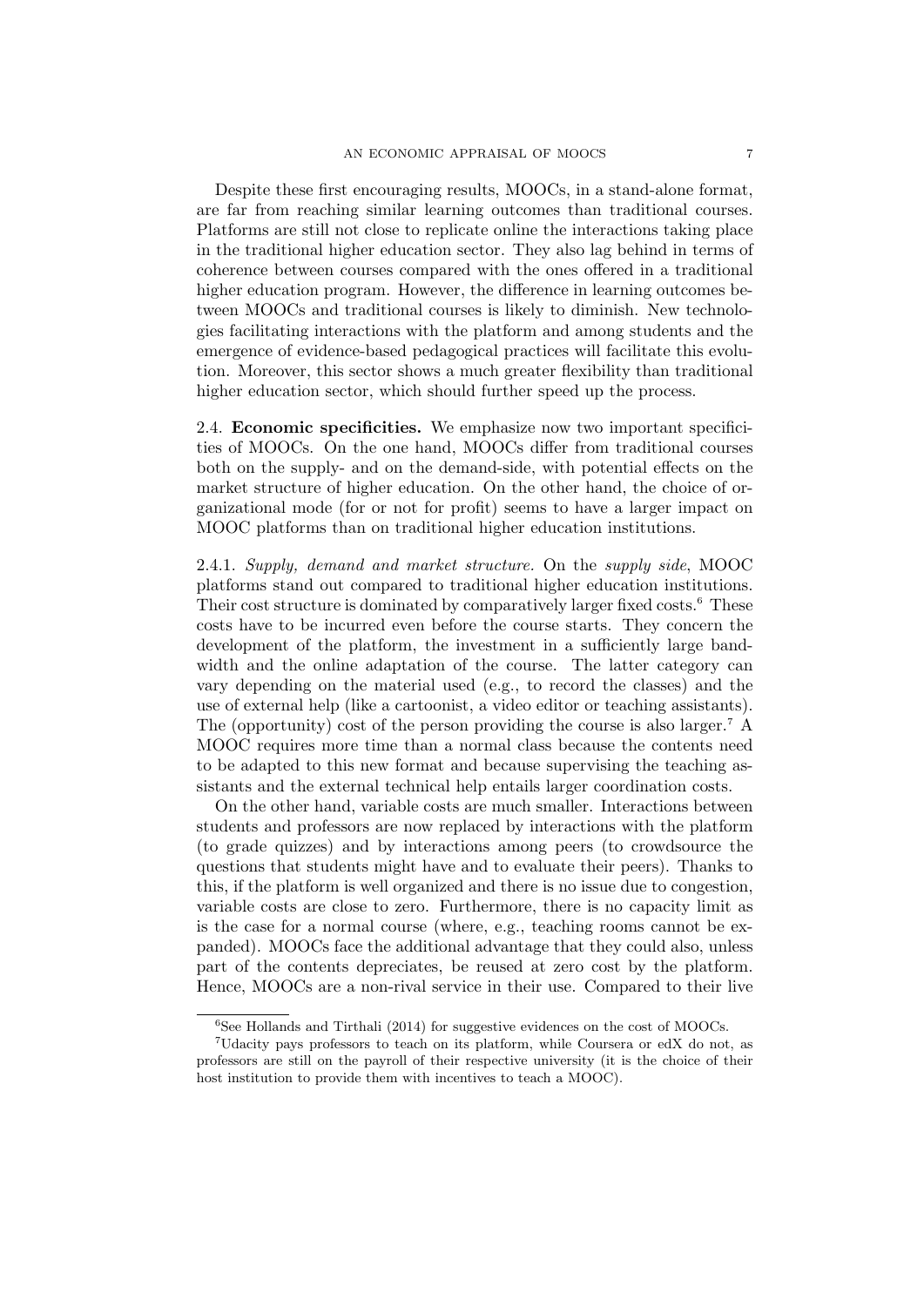Despite these first encouraging results, MOOCs, in a stand-alone format, are far from reaching similar learning outcomes than traditional courses. Platforms are still not close to replicate online the interactions taking place in the traditional higher education sector. They also lag behind in terms of coherence between courses compared with the ones offered in a traditional higher education program. However, the difference in learning outcomes between MOOCs and traditional courses is likely to diminish. New technologies facilitating interactions with the platform and among students and the emergence of evidence-based pedagogical practices will facilitate this evolution. Moreover, this sector shows a much greater flexibility than traditional higher education sector, which should further speed up the process.

### 2.4. Economic specificities.

We emphasize now two important specificities of MOOCs. On the one hand, MOOCs differ from traditional courses both on the supply- and on the demand-side, with potential effects on the market structure of higher education. On the other hand, the choice of organizational mode (for or not for profit) seems to have a larger impact on MOOC platforms than on traditional higher education institutions.

#### 2.4.1. *Supply, demand and market structure.*

On the *supply side*, MOOC platforms stand out compared to traditional higher education institutions. Their cost structure is dominated by comparatively larger fixed costs.[6] These costs have to be incurred even before the course starts. They concern the development of the platform, the investment in a sufficiently large bandwidth and the online adaptation of the course. The latter category can vary depending on the material used (e.g., to record the classes) and the use of external help (like a cartoonist, a video editor or teaching assistants). The (opportunity) cost of the person providing the course is also larger.[7] A MOOC requires more time than a normal class because the contents need to be adapted to this new format and because supervising the teaching assistants and the external technical help entails larger coordination costs.

On the other hand, variable costs are much smaller. Interactions between students and professors are now replaced by interactions with the platform (to grade quizzes) and by interactions among peers (to crowdsource the questions that students might have and to evaluate their peers). Thanks to this, if the platform is well organized and there is no issue due to congestion, variable costs are close to zero. Furthermore, there is no capacity limit as is the case for a normal course (where, e.g., teaching rooms cannot be expanded). MOOCs face the additional advantage that they could also, unless part of the contents depreciates, be reused at zero cost by the platform. Hence, MOOCs are a non-rival service in their use. Compared to their live

---

[6] See Hollands and Tirthali (2014) for suggestive evidences on the cost of MOOCs.

[7] Udacity pays professors to teach on its platform, while Coursera or edX do not, as professors are still on the payroll of their respective university (it is the choice of their host institution to provide them with incentives to teach a MOOC).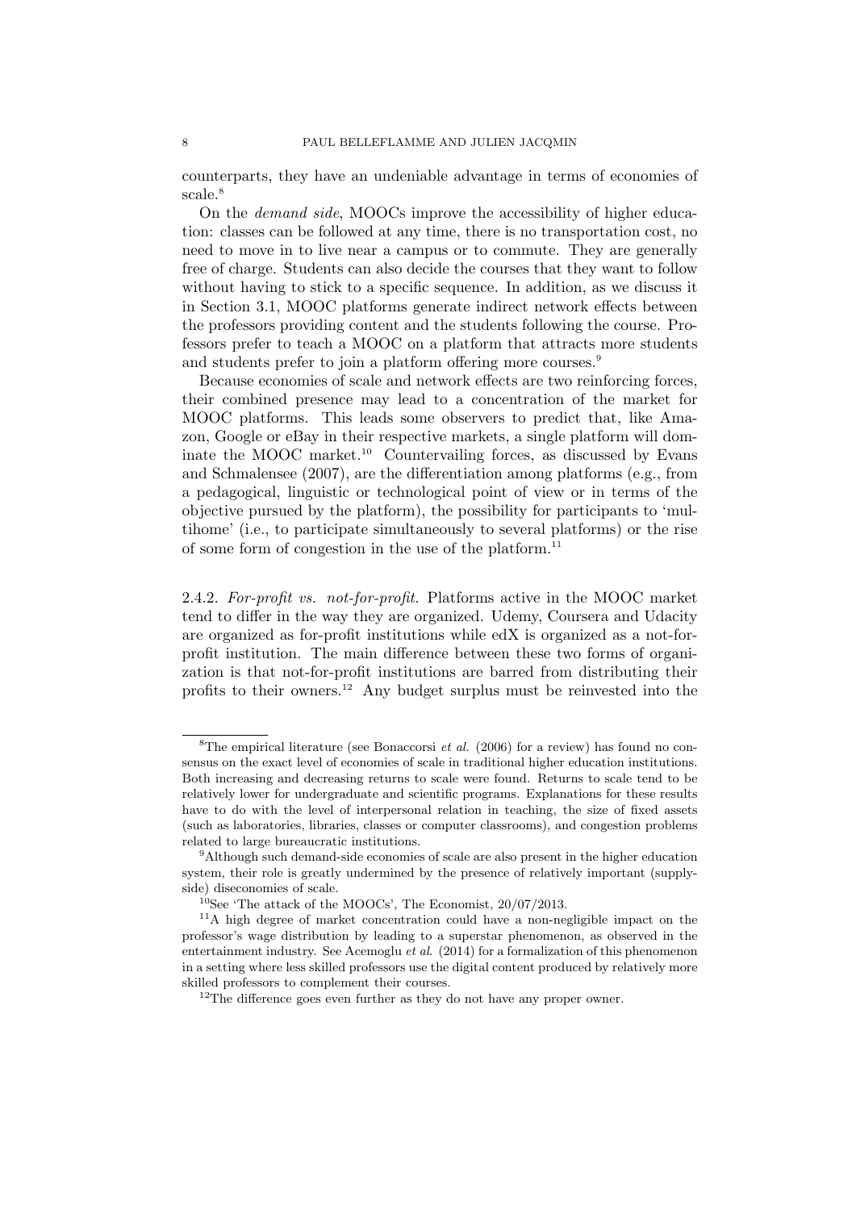counterparts, they have an undeniable advantage in terms of economies of scale.[8]

On the *demand side*, MOOCs improve the accessibility of higher education: classes can be followed at any time, there is no transportation cost, no need to move in to live near a campus or to commute. They are generally free of charge. Students can also decide the courses that they want to follow without having to stick to a specific sequence. In addition, as we discuss it in Section 3.1, MOOC platforms generate indirect network effects between the professors providing content and the students following the course. Professors prefer to teach a MOOC on a platform that attracts more students and students prefer to join a platform offering more courses.[9]

Because economies of scale and network effects are two reinforcing forces, their combined presence may lead to a concentration of the market for MOOC platforms. This leads some observers to predict that, like Amazon, Google or eBay in their respective markets, a single platform will dominate the MOOC market.[10] Countervailing forces, as discussed by Evans and Schmalensee (2007), are the differentiation among platforms (e.g., from a pedagogical, linguistic or technological point of view or in terms of the objective pursued by the platform), the possibility for participants to 'multihome' (i.e., to participate simultaneously to several platforms) or the rise of some form of congestion in the use of the platform.[11]

2.4.2. *For-profit vs. not-for-profit.* Platforms active in the MOOC market tend to differ in the way they are organized. Udemy, Coursera and Udacity are organized as for-profit institutions while edX is organized as a not-for-profit institution. The main difference between these two forms of organization is that not-for-profit institutions are barred from distributing their profits to their owners.[12] Any budget surplus must be reinvested into the

---

[8] The empirical literature (see Bonaccorsi *et al.* (2006) for a review) has found no consensus on the exact level of economies of scale in traditional higher education institutions. Both increasing and decreasing returns to scale were found. Returns to scale tend to be relatively lower for undergraduate and scientific programs. Explanations for these results have to do with the level of interpersonal relation in teaching, the size of fixed assets (such as laboratories, libraries, classes or computer classrooms), and congestion problems related to large bureaucratic institutions.

[9] Although such demand-side economies of scale are also present in the higher education system, their role is greatly undermined by the presence of relatively important (supply-side) diseconomies of scale.

[10] See 'The attack of the MOOCs', The Economist, 20/07/2013.

[11] A high degree of market concentration could have a non-negligible impact on the professor's wage distribution by leading to a superstar phenomenon, as observed in the entertainment industry. See Acemoglu *et al.* (2014) for a formalization of this phenomenon in a setting where less skilled professors use the digital content produced by relatively more skilled professors to complement their courses.

[12] The difference goes even further as they do not have any proper owner.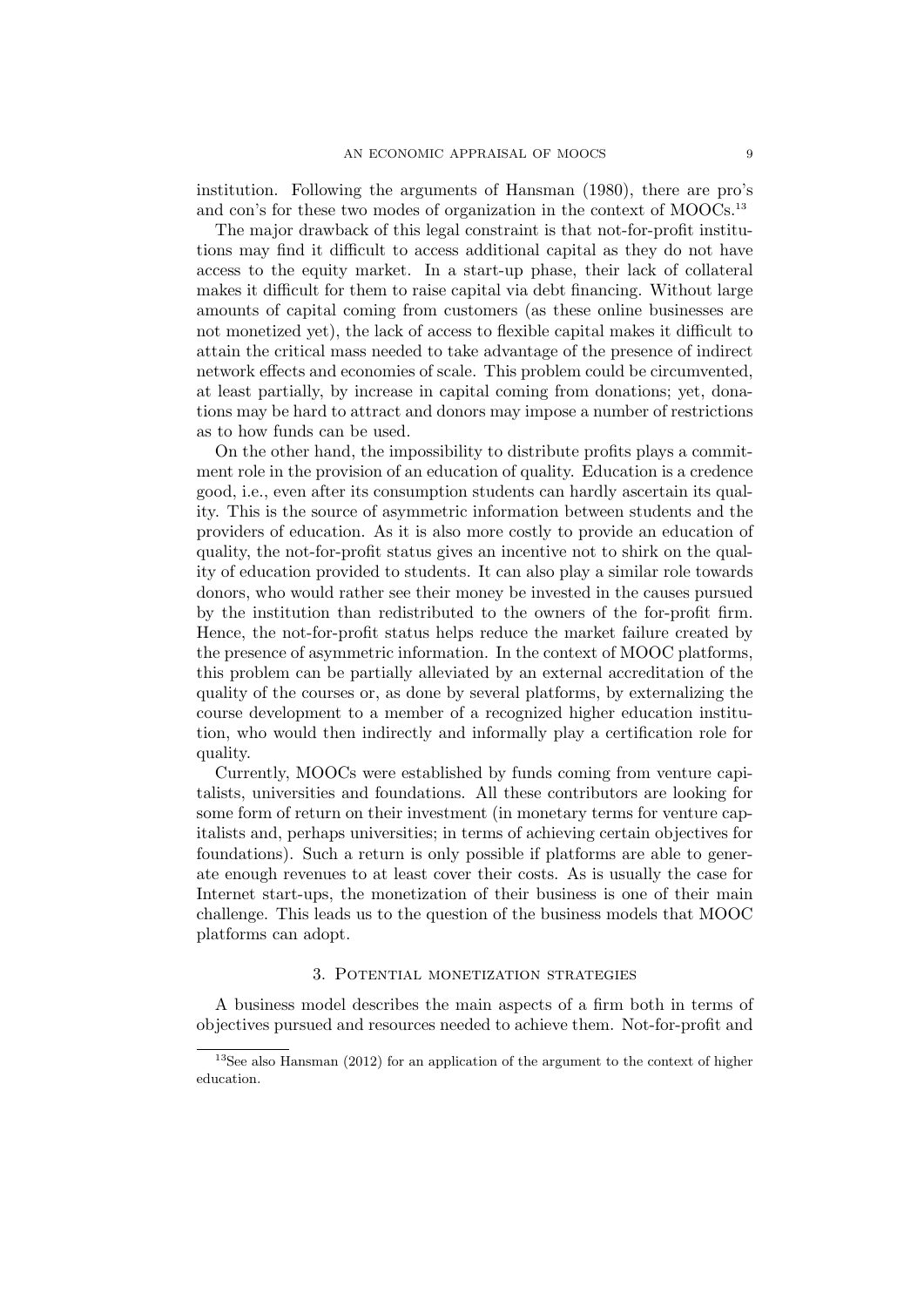institution. Following the arguments of Hansman (1980), there are pro's and con's for these two modes of organization in the context of MOOCs.[13]

The major drawback of this legal constraint is that not-for-profit institutions may find it difficult to access additional capital as they do not have access to the equity market. In a start-up phase, their lack of collateral makes it difficult for them to raise capital via debt financing. Without large amounts of capital coming from customers (as these online businesses are not monetized yet), the lack of access to flexible capital makes it difficult to attain the critical mass needed to take advantage of the presence of indirect network effects and economies of scale. This problem could be circumvented, at least partially, by increase in capital coming from donations; yet, donations may be hard to attract and donors may impose a number of restrictions as to how funds can be used.

On the other hand, the impossibility to distribute profits plays a commitment role in the provision of an education of quality. Education is a credence good, i.e., even after its consumption students can hardly ascertain its quality. This is the source of asymmetric information between students and the providers of education. As it is also more costly to provide an education of quality, the not-for-profit status gives an incentive not to shirk on the quality of education provided to students. It can also play a similar role towards donors, who would rather see their money be invested in the causes pursued by the institution than redistributed to the owners of the for-profit firm. Hence, the not-for-profit status helps reduce the market failure created by the presence of asymmetric information. In the context of MOOC platforms, this problem can be partially alleviated by an external accreditation of the quality of the courses or, as done by several platforms, by externalizing the course development to a member of a recognized higher education institution, who would then indirectly and informally play a certification role for quality.

Currently, MOOCs were established by funds coming from venture capitalists, universities and foundations. All these contributors are looking for some form of return on their investment (in monetary terms for venture capitalists and, perhaps universities; in terms of achieving certain objectives for foundations). Such a return is only possible if platforms are able to generate enough revenues to at least cover their costs. As is usually the case for Internet start-ups, the monetization of their business is one of their main challenge. This leads us to the question of the business models that MOOC platforms can adopt.

## 3. Potential monetization strategies

A business model describes the main aspects of a firm both in terms of objectives pursued and resources needed to achieve them. Not-for-profit and

[13] See also Hansman (2012) for an application of the argument to the context of higher education.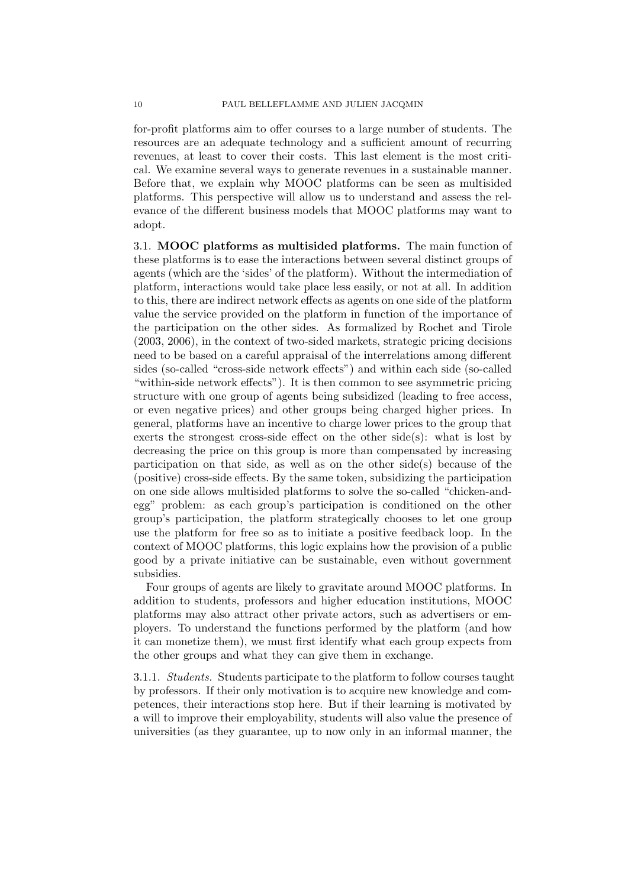for-profit platforms aim to offer courses to a large number of students. The resources are an adequate technology and a sufficient amount of recurring revenues, at least to cover their costs. This last element is the most critical. We examine several ways to generate revenues in a sustainable manner. Before that, we explain why MOOC platforms can be seen as multisided platforms. This perspective will allow us to understand and assess the relevance of the different business models that MOOC platforms may want to adopt.

### 3.1. MOOC platforms as multisided platforms.

The main function of these platforms is to ease the interactions between several distinct groups of agents (which are the 'sides' of the platform). Without the intermediation of platform, interactions would take place less easily, or not at all. In addition to this, there are indirect network effects as agents on one side of the platform value the service provided on the platform in function of the importance of the participation on the other sides. As formalized by Rochet and Tirole (2003, 2006), in the context of two-sided markets, strategic pricing decisions need to be based on a careful appraisal of the interrelations among different sides (so-called "cross-side network effects") and within each side (so-called "within-side network effects"). It is then common to see asymmetric pricing structure with one group of agents being subsidized (leading to free access, or even negative prices) and other groups being charged higher prices. In general, platforms have an incentive to charge lower prices to the group that exerts the strongest cross-side effect on the other side(s): what is lost by decreasing the price on this group is more than compensated by increasing participation on that side, as well as on the other side(s) because of the (positive) cross-side effects. By the same token, subsidizing the participation on one side allows multisided platforms to solve the so-called "chicken-and-egg" problem: as each group's participation is conditioned on the other group's participation, the platform strategically chooses to let one group use the platform for free so as to initiate a positive feedback loop. In the context of MOOC platforms, this logic explains how the provision of a public good by a private initiative can be sustainable, even without government subsidies.

Four groups of agents are likely to gravitate around MOOC platforms. In addition to students, professors and higher education institutions, MOOC platforms may also attract other private actors, such as advertisers or employers. To understand the functions performed by the platform (and how it can monetize them), we must first identify what each group expects from the other groups and what they can give them in exchange.

#### 3.1.1. *Students.*

Students participate to the platform to follow courses taught by professors. If their only motivation is to acquire new knowledge and competences, their interactions stop here. But if their learning is motivated by a will to improve their employability, students will also value the presence of universities (as they guarantee, up to now only in an informal manner, the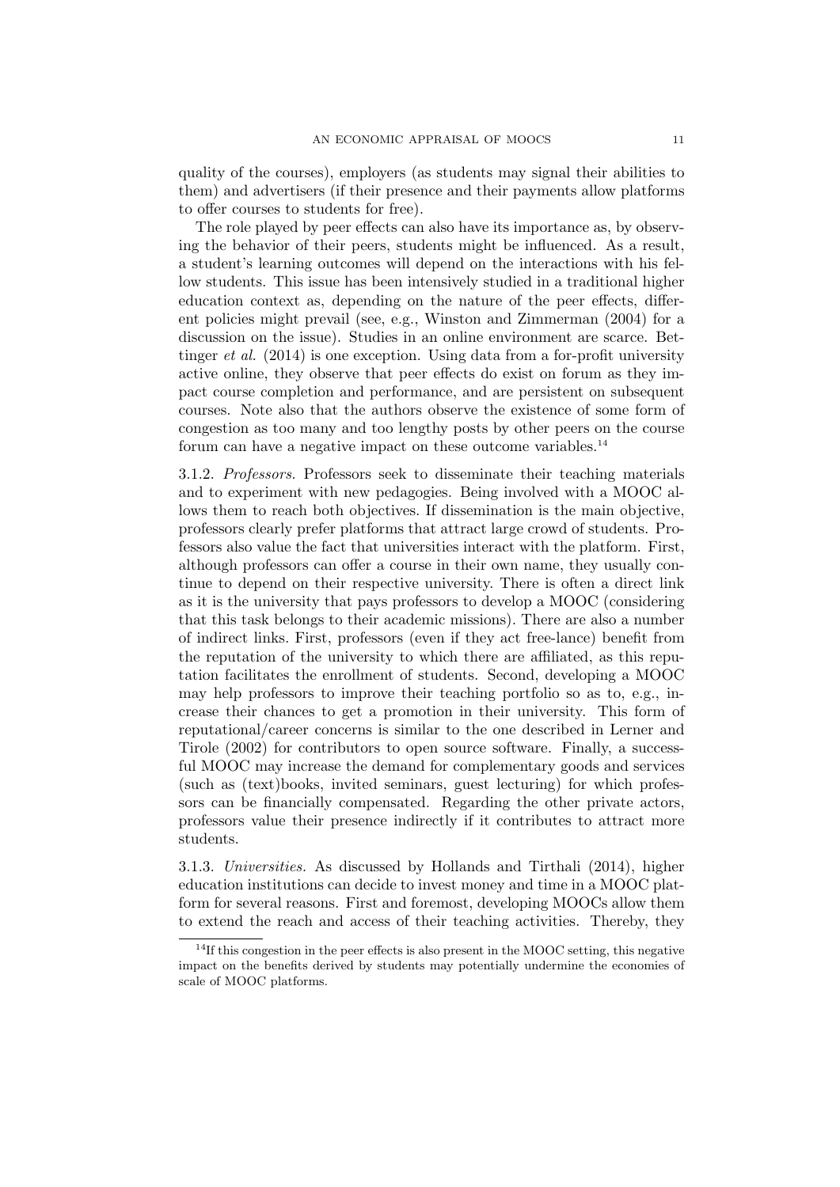quality of the courses), employers (as students may signal their abilities to them) and advertisers (if their presence and their payments allow platforms to offer courses to students for free).

The role played by peer effects can also have its importance as, by observing the behavior of their peers, students might be influenced. As a result, a student's learning outcomes will depend on the interactions with his fellow students. This issue has been intensively studied in a traditional higher education context as, depending on the nature of the peer effects, different policies might prevail (see, e.g., Winston and Zimmerman (2004) for a discussion on the issue). Studies in an online environment are scarce. Bettinger *et al.* (2014) is one exception. Using data from a for-profit university active online, they observe that peer effects do exist on forum as they impact course completion and performance, and are persistent on subsequent courses. Note also that the authors observe the existence of some form of congestion as too many and too lengthy posts by other peers on the course forum can have a negative impact on these outcome variables.[14]

3.1.2. *Professors.* Professors seek to disseminate their teaching materials and to experiment with new pedagogies. Being involved with a MOOC allows them to reach both objectives. If dissemination is the main objective, professors clearly prefer platforms that attract large crowd of students. Professors also value the fact that universities interact with the platform. First, although professors can offer a course in their own name, they usually continue to depend on their respective university. There is often a direct link as it is the university that pays professors to develop a MOOC (considering that this task belongs to their academic missions). There are also a number of indirect links. First, professors (even if they act free-lance) benefit from the reputation of the university to which there are affiliated, as this reputation facilitates the enrollment of students. Second, developing a MOOC may help professors to improve their teaching portfolio so as to, e.g., increase their chances to get a promotion in their university. This form of reputational/career concerns is similar to the one described in Lerner and Tirole (2002) for contributors to open source software. Finally, a successful MOOC may increase the demand for complementary goods and services (such as (text)books, invited seminars, guest lecturing) for which professors can be financially compensated. Regarding the other private actors, professors value their presence indirectly if it contributes to attract more students.

3.1.3. *Universities.* As discussed by Hollands and Tirthali (2014), higher education institutions can decide to invest money and time in a MOOC platform for several reasons. First and foremost, developing MOOCs allow them to extend the reach and access of their teaching activities. Thereby, they

[14]If this congestion in the peer effects is also present in the MOOC setting, this negative impact on the benefits derived by students may potentially undermine the economies of scale of MOOC platforms.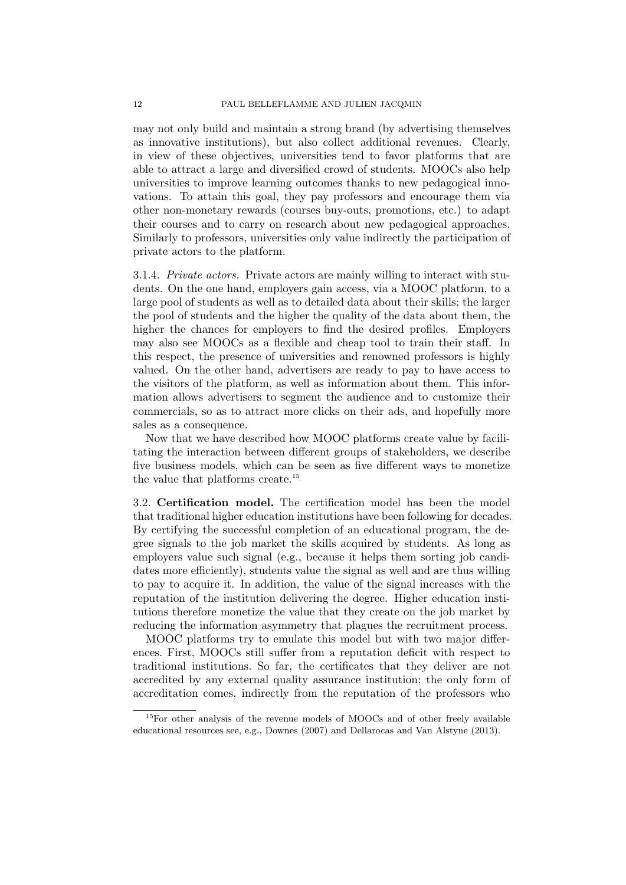may not only build and maintain a strong brand (by advertising themselves as innovative institutions), but also collect additional revenues. Clearly, in view of these objectives, universities tend to favor platforms that are able to attract a large and diversified crowd of students. MOOCs also help universities to improve learning outcomes thanks to new pedagogical innovations. To attain this goal, they pay professors and encourage them via other non-monetary rewards (courses buy-outs, promotions, etc.) to adapt their courses and to carry on research about new pedagogical approaches. Similarly to professors, universities only value indirectly the participation of private actors to the platform.

3.1.4. *Private actors.* Private actors are mainly willing to interact with students. On the one hand, employers gain access, via a MOOC platform, to a large pool of students as well as to detailed data about their skills; the larger the pool of students and the higher the quality of the data about them, the higher the chances for employers to find the desired profiles. Employers may also see MOOCs as a flexible and cheap tool to train their staff. In this respect, the presence of universities and renowned professors is highly valued. On the other hand, advertisers are ready to pay to have access to the visitors of the platform, as well as information about them. This information allows advertisers to segment the audience and to customize their commercials, so as to attract more clicks on their ads, and hopefully more sales as a consequence.

Now that we have described how MOOC platforms create value by facilitating the interaction between different groups of stakeholders, we describe five business models, which can be seen as five different ways to monetize the value that platforms create.[15]

3.2. **Certification model.** The certification model has been the model that traditional higher education institutions have been following for decades. By certifying the successful completion of an educational program, the degree signals to the job market the skills acquired by students. As long as employers value such signal (e.g., because it helps them sorting job candidates more efficiently), students value the signal as well and are thus willing to pay to acquire it. In addition, the value of the signal increases with the reputation of the institution delivering the degree. Higher education institutions therefore monetize the value that they create on the job market by reducing the information asymmetry that plagues the recruitment process.

MOOC platforms try to emulate this model but with two major differences. First, MOOCs still suffer from a reputation deficit with respect to traditional institutions. So far, the certificates that they deliver are not accredited by any external quality assurance institution; the only form of accreditation comes, indirectly from the reputation of the professors who

[15] For other analysis of the revenue models of MOOCs and of other freely available educational resources see, e.g., Downes (2007) and Dellarocas and Van Alstyne (2013).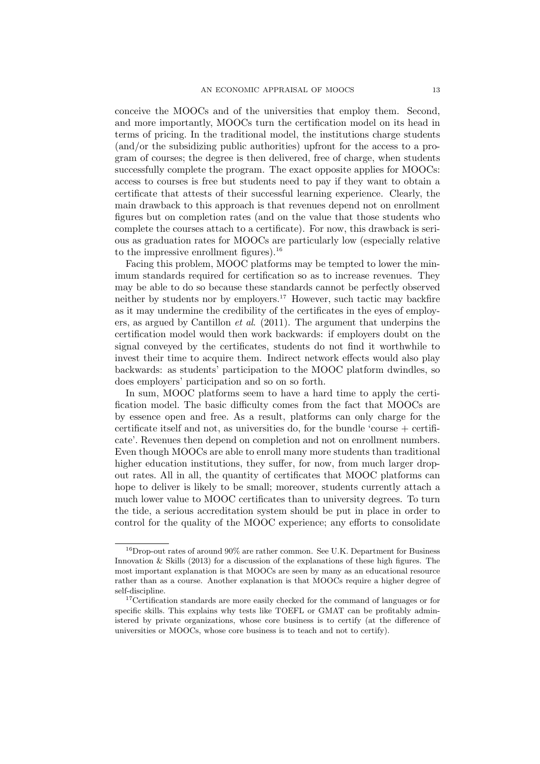conceive the MOOCs and of the universities that employ them. Second, and more importantly, MOOCs turn the certification model on its head in terms of pricing. In the traditional model, the institutions charge students (and/or the subsidizing public authorities) upfront for the access to a program of courses; the degree is then delivered, free of charge, when students successfully complete the program. The exact opposite applies for MOOCs: access to courses is free but students need to pay if they want to obtain a certificate that attests of their successful learning experience. Clearly, the main drawback to this approach is that revenues depend not on enrollment figures but on completion rates (and on the value that those students who complete the courses attach to a certificate). For now, this drawback is serious as graduation rates for MOOCs are particularly low (especially relative to the impressive enrollment figures).[16]

Facing this problem, MOOC platforms may be tempted to lower the minimum standards required for certification so as to increase revenues. They may be able to do so because these standards cannot be perfectly observed neither by students nor by employers.[17] However, such tactic may backfire as it may undermine the credibility of the certificates in the eyes of employers, as argued by Cantillon *et al.* (2011). The argument that underpins the certification model would then work backwards: if employers doubt on the signal conveyed by the certificates, students do not find it worthwhile to invest their time to acquire them. Indirect network effects would also play backwards: as students' participation to the MOOC platform dwindles, so does employers' participation and so on so forth.

In sum, MOOC platforms seem to have a hard time to apply the certification model. The basic difficulty comes from the fact that MOOCs are by essence open and free. As a result, platforms can only charge for the certificate itself and not, as universities do, for the bundle 'course + certificate'. Revenues then depend on completion and not on enrollment numbers. Even though MOOCs are able to enroll many more students than traditional higher education institutions, they suffer, for now, from much larger dropout rates. All in all, the quantity of certificates that MOOC platforms can hope to deliver is likely to be small; moreover, students currently attach a much lower value to MOOC certificates than to university degrees. To turn the tide, a serious accreditation system should be put in place in order to control for the quality of the MOOC experience; any efforts to consolidate

---

[16] Drop-out rates of around 90% are rather common. See U.K. Department for Business Innovation & Skills (2013) for a discussion of the explanations of these high figures. The most important explanation is that MOOCs are seen by many as an educational resource rather than as a course. Another explanation is that MOOCs require a higher degree of self-discipline.

[17] Certification standards are more easily checked for the command of languages or for specific skills. This explains why tests like TOEFL or GMAT can be profitably administered by private organizations, whose core business is to certify (at the difference of universities or MOOCs, whose core business is to teach and not to certify).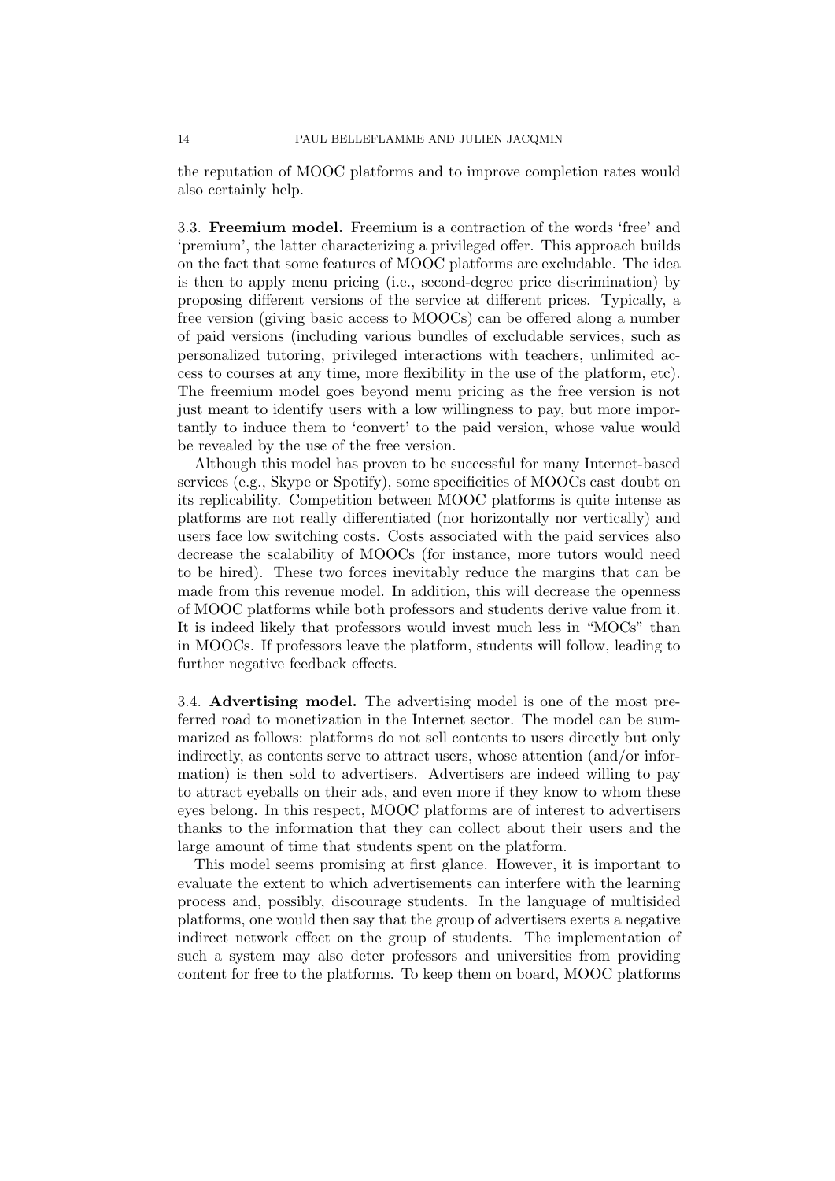the reputation of MOOC platforms and to improve completion rates would also certainly help.

3.3. **Freemium model.** Freemium is a contraction of the words 'free' and 'premium', the latter characterizing a privileged offer. This approach builds on the fact that some features of MOOC platforms are excludable. The idea is then to apply menu pricing (i.e., second-degree price discrimination) by proposing different versions of the service at different prices. Typically, a free version (giving basic access to MOOCs) can be offered along a number of paid versions (including various bundles of excludable services, such as personalized tutoring, privileged interactions with teachers, unlimited access to courses at any time, more flexibility in the use of the platform, etc). The freemium model goes beyond menu pricing as the free version is not just meant to identify users with a low willingness to pay, but more importantly to induce them to 'convert' to the paid version, whose value would be revealed by the use of the free version.

Although this model has proven to be successful for many Internet-based services (e.g., Skype or Spotify), some specificities of MOOCs cast doubt on its replicability. Competition between MOOC platforms is quite intense as platforms are not really differentiated (nor horizontally nor vertically) and users face low switching costs. Costs associated with the paid services also decrease the scalability of MOOCs (for instance, more tutors would need to be hired). These two forces inevitably reduce the margins that can be made from this revenue model. In addition, this will decrease the openness of MOOC platforms while both professors and students derive value from it. It is indeed likely that professors would invest much less in "MOCs" than in MOOCs. If professors leave the platform, students will follow, leading to further negative feedback effects.

3.4. **Advertising model.** The advertising model is one of the most preferred road to monetization in the Internet sector. The model can be summarized as follows: platforms do not sell contents to users directly but only indirectly, as contents serve to attract users, whose attention (and/or information) is then sold to advertisers. Advertisers are indeed willing to pay to attract eyeballs on their ads, and even more if they know to whom these eyes belong. In this respect, MOOC platforms are of interest to advertisers thanks to the information that they can collect about their users and the large amount of time that students spent on the platform.

This model seems promising at first glance. However, it is important to evaluate the extent to which advertisements can interfere with the learning process and, possibly, discourage students. In the language of multisided platforms, one would then say that the group of advertisers exerts a negative indirect network effect on the group of students. The implementation of such a system may also deter professors and universities from providing content for free to the platforms. To keep them on board, MOOC platforms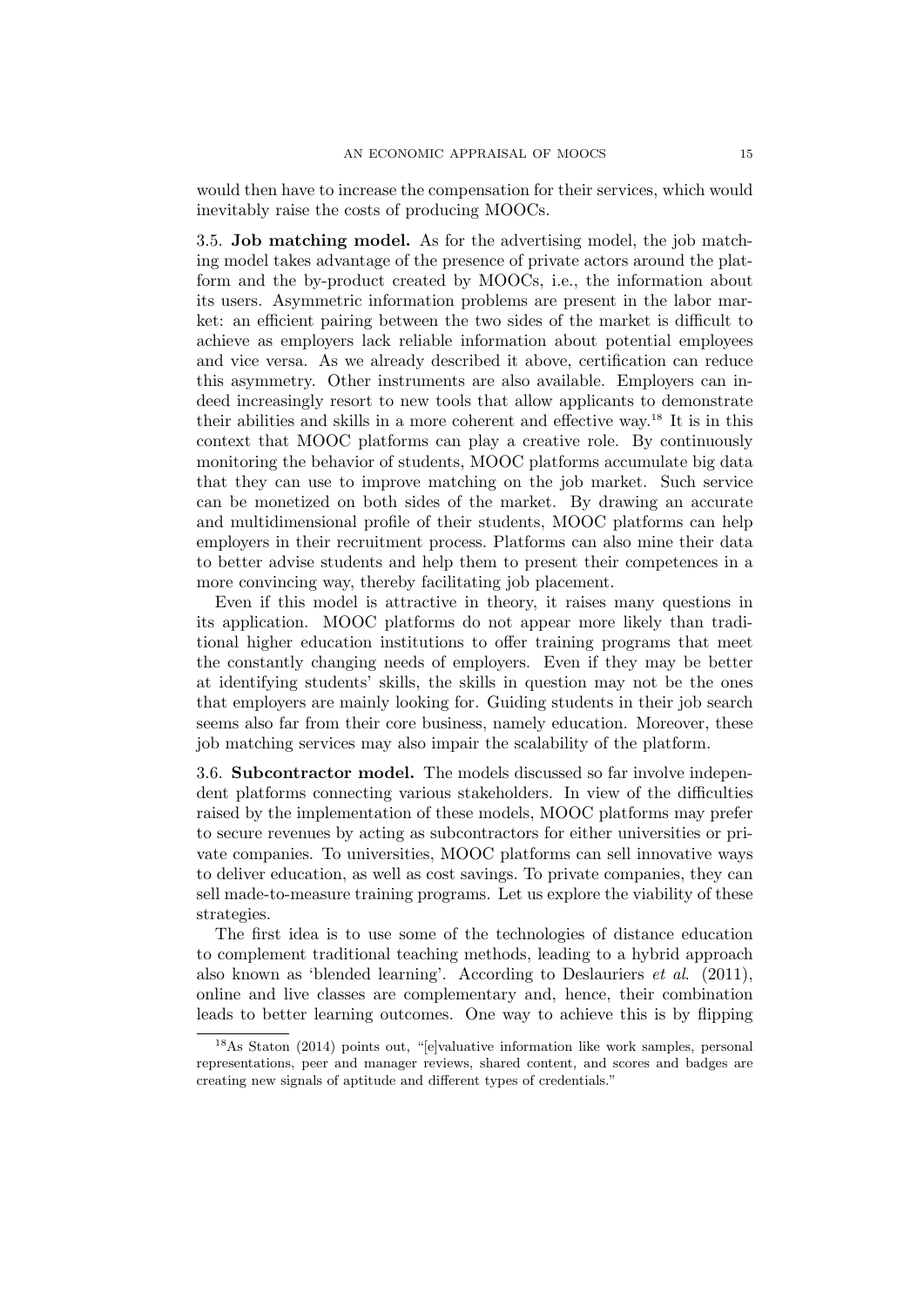would then have to increase the compensation for their services, which would inevitably raise the costs of producing MOOCs.

3.5. **Job matching model.** As for the advertising model, the job matching model takes advantage of the presence of private actors around the platform and the by-product created by MOOCs, i.e., the information about its users. Asymmetric information problems are present in the labor market: an efficient pairing between the two sides of the market is difficult to achieve as employers lack reliable information about potential employees and vice versa. As we already described it above, certification can reduce this asymmetry. Other instruments are also available. Employers can indeed increasingly resort to new tools that allow applicants to demonstrate their abilities and skills in a more coherent and effective way.[18] It is in this context that MOOC platforms can play a creative role. By continuously monitoring the behavior of students, MOOC platforms accumulate big data that they can use to improve matching on the job market. Such service can be monetized on both sides of the market. By drawing an accurate and multidimensional profile of their students, MOOC platforms can help employers in their recruitment process. Platforms can also mine their data to better advise students and help them to present their competences in a more convincing way, thereby facilitating job placement.

Even if this model is attractive in theory, it raises many questions in its application. MOOC platforms do not appear more likely than traditional higher education institutions to offer training programs that meet the constantly changing needs of employers. Even if they may be better at identifying students' skills, the skills in question may not be the ones that employers are mainly looking for. Guiding students in their job search seems also far from their core business, namely education. Moreover, these job matching services may also impair the scalability of the platform.

3.6. **Subcontractor model.** The models discussed so far involve independent platforms connecting various stakeholders. In view of the difficulties raised by the implementation of these models, MOOC platforms may prefer to secure revenues by acting as subcontractors for either universities or private companies. To universities, MOOC platforms can sell innovative ways to deliver education, as well as cost savings. To private companies, they can sell made-to-measure training programs. Let us explore the viability of these strategies.

The first idea is to use some of the technologies of distance education to complement traditional teaching methods, leading to a hybrid approach also known as 'blended learning'. According to Deslauriers *et al*. (2011), online and live classes are complementary and, hence, their combination leads to better learning outcomes. One way to achieve this is by flipping

[18] As Staton (2014) points out, "[e]valuative information like work samples, personal representations, peer and manager reviews, shared content, and scores and badges are creating new signals of aptitude and different types of credentials."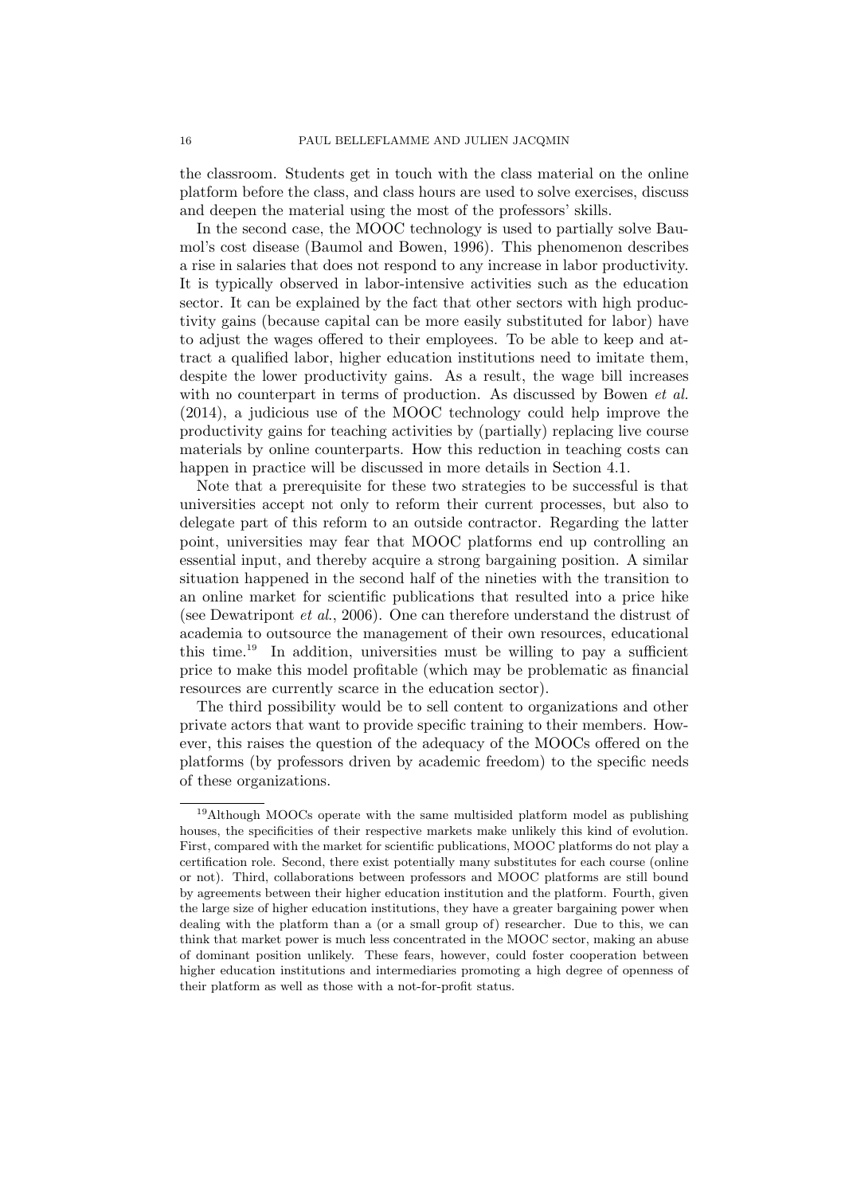the classroom. Students get in touch with the class material on the online platform before the class, and class hours are used to solve exercises, discuss and deepen the material using the most of the professors' skills.

In the second case, the MOOC technology is used to partially solve Baumol's cost disease (Baumol and Bowen, 1996). This phenomenon describes a rise in salaries that does not respond to any increase in labor productivity. It is typically observed in labor-intensive activities such as the education sector. It can be explained by the fact that other sectors with high productivity gains (because capital can be more easily substituted for labor) have to adjust the wages offered to their employees. To be able to keep and attract a qualified labor, higher education institutions need to imitate them, despite the lower productivity gains. As a result, the wage bill increases with no counterpart in terms of production. As discussed by Bowen *et al.* (2014), a judicious use of the MOOC technology could help improve the productivity gains for teaching activities by (partially) replacing live course materials by online counterparts. How this reduction in teaching costs can happen in practice will be discussed in more details in Section 4.1.

Note that a prerequisite for these two strategies to be successful is that universities accept not only to reform their current processes, but also to delegate part of this reform to an outside contractor. Regarding the latter point, universities may fear that MOOC platforms end up controlling an essential input, and thereby acquire a strong bargaining position. A similar situation happened in the second half of the nineties with the transition to an online market for scientific publications that resulted into a price hike (see Dewatripont *et al.*, 2006). One can therefore understand the distrust of academia to outsource the management of their own resources, educational this time.[19] In addition, universities must be willing to pay a sufficient price to make this model profitable (which may be problematic as financial resources are currently scarce in the education sector).

The third possibility would be to sell content to organizations and other private actors that want to provide specific training to their members. However, this raises the question of the adequacy of the MOOCs offered on the platforms (by professors driven by academic freedom) to the specific needs of these organizations.

---

[19]Although MOOCs operate with the same multisided platform model as publishing houses, the specificities of their respective markets make unlikely this kind of evolution. First, compared with the market for scientific publications, MOOC platforms do not play a certification role. Second, there exist potentially many substitutes for each course (online or not). Third, collaborations between professors and MOOC platforms are still bound by agreements between their higher education institution and the platform. Fourth, given the large size of higher education institutions, they have a greater bargaining power when dealing with the platform than a (or a small group of) researcher. Due to this, we can think that market power is much less concentrated in the MOOC sector, making an abuse of dominant position unlikely. These fears, however, could foster cooperation between higher education institutions and intermediaries promoting a high degree of openness of their platform as well as those with a not-for-profit status.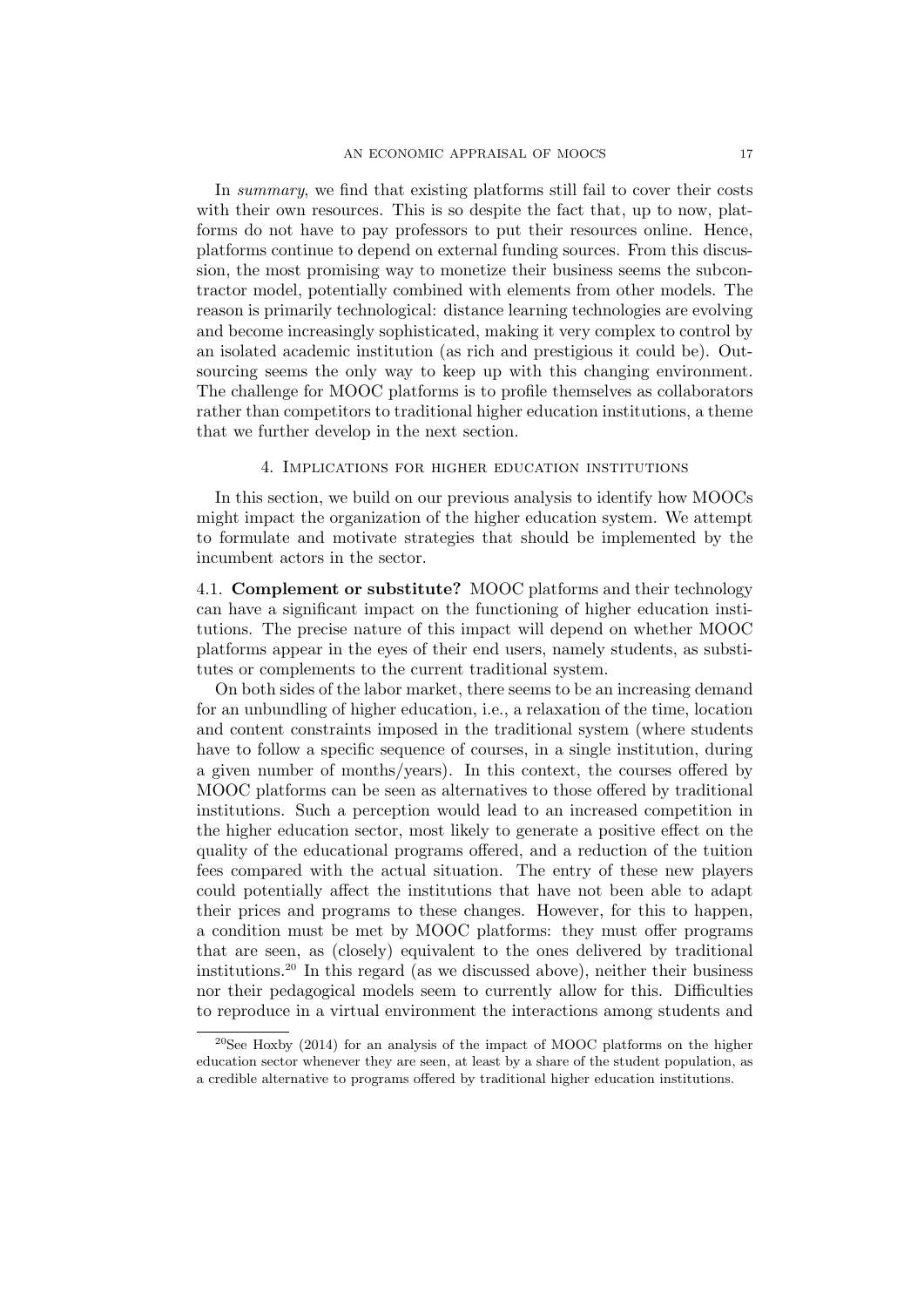In *summary*, we find that existing platforms still fail to cover their costs with their own resources. This is so despite the fact that, up to now, platforms do not have to pay professors to put their resources online. Hence, platforms continue to depend on external funding sources. From this discussion, the most promising way to monetize their business seems the subcontractor model, potentially combined with elements from other models. The reason is primarily technological: distance learning technologies are evolving and become increasingly sophisticated, making it very complex to control by an isolated academic institution (as rich and prestigious it could be). Outsourcing seems the only way to keep up with this changing environment. The challenge for MOOC platforms is to profile themselves as collaborators rather than competitors to traditional higher education institutions, a theme that we further develop in the next section.

## 4. Implications for higher education institutions

In this section, we build on our previous analysis to identify how MOOCs might impact the organization of the higher education system. We attempt to formulate and motivate strategies that should be implemented by the incumbent actors in the sector.

4.1. **Complement or substitute?** MOOC platforms and their technology can have a significant impact on the functioning of higher education institutions. The precise nature of this impact will depend on whether MOOC platforms appear in the eyes of their end users, namely students, as substitutes or complements to the current traditional system.

On both sides of the labor market, there seems to be an increasing demand for an unbundling of higher education, i.e., a relaxation of the time, location and content constraints imposed in the traditional system (where students have to follow a specific sequence of courses, in a single institution, during a given number of months/years). In this context, the courses offered by MOOC platforms can be seen as alternatives to those offered by traditional institutions. Such a perception would lead to an increased competition in the higher education sector, most likely to generate a positive effect on the quality of the educational programs offered, and a reduction of the tuition fees compared with the actual situation. The entry of these new players could potentially affect the institutions that have not been able to adapt their prices and programs to these changes. However, for this to happen, a condition must be met by MOOC platforms: they must offer programs that are seen, as (closely) equivalent to the ones delivered by traditional institutions.[20] In this regard (as we discussed above), neither their business nor their pedagogical models seem to currently allow for this. Difficulties to reproduce in a virtual environment the interactions among students and

[20] See Hoxby (2014) for an analysis of the impact of MOOC platforms on the higher education sector whenever they are seen, at least by a share of the student population, as a credible alternative to programs offered by traditional higher education institutions.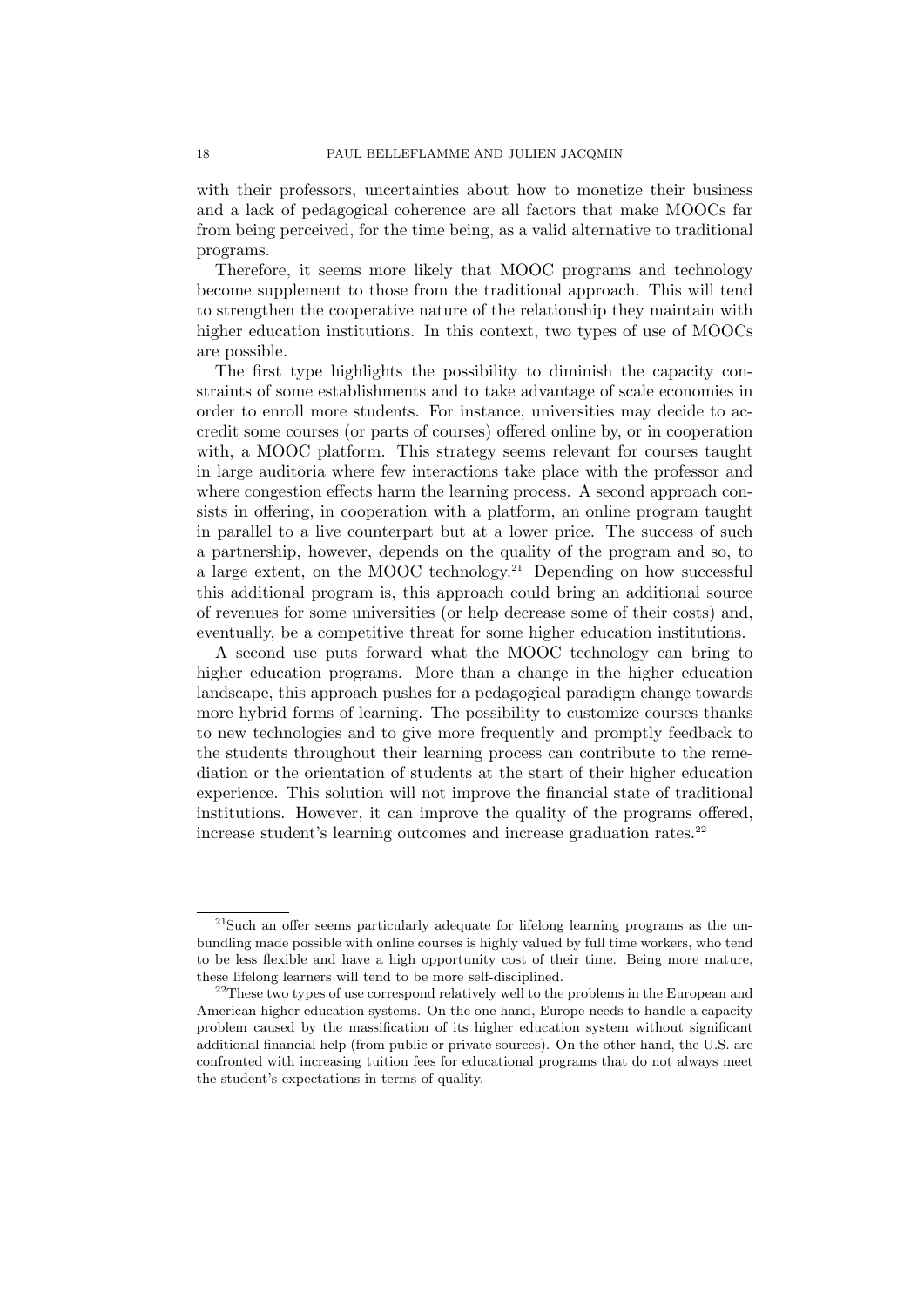with their professors, uncertainties about how to monetize their business and a lack of pedagogical coherence are all factors that make MOOCs far from being perceived, for the time being, as a valid alternative to traditional programs.

Therefore, it seems more likely that MOOC programs and technology become supplement to those from the traditional approach. This will tend to strengthen the cooperative nature of the relationship they maintain with higher education institutions. In this context, two types of use of MOOCs are possible.

The first type highlights the possibility to diminish the capacity constraints of some establishments and to take advantage of scale economies in order to enroll more students. For instance, universities may decide to accredit some courses (or parts of courses) offered online by, or in cooperation with, a MOOC platform. This strategy seems relevant for courses taught in large auditoria where few interactions take place with the professor and where congestion effects harm the learning process. A second approach consists in offering, in cooperation with a platform, an online program taught in parallel to a live counterpart but at a lower price. The success of such a partnership, however, depends on the quality of the program and so, to a large extent, on the MOOC technology.[21] Depending on how successful this additional program is, this approach could bring an additional source of revenues for some universities (or help decrease some of their costs) and, eventually, be a competitive threat for some higher education institutions.

A second use puts forward what the MOOC technology can bring to higher education programs. More than a change in the higher education landscape, this approach pushes for a pedagogical paradigm change towards more hybrid forms of learning. The possibility to customize courses thanks to new technologies and to give more frequently and promptly feedback to the students throughout their learning process can contribute to the remediation or the orientation of students at the start of their higher education experience. This solution will not improve the financial state of traditional institutions. However, it can improve the quality of the programs offered, increase student's learning outcomes and increase graduation rates.[22]

---

[21] Such an offer seems particularly adequate for lifelong learning programs as the unbundling made possible with online courses is highly valued by full time workers, who tend to be less flexible and have a high opportunity cost of their time. Being more mature, these lifelong learners will tend to be more self-disciplined.

[22] These two types of use correspond relatively well to the problems in the European and American higher education systems. On the one hand, Europe needs to handle a capacity problem caused by the massification of its higher education system without significant additional financial help (from public or private sources). On the other hand, the U.S. are confronted with increasing tuition fees for educational programs that do not always meet the student's expectations in terms of quality.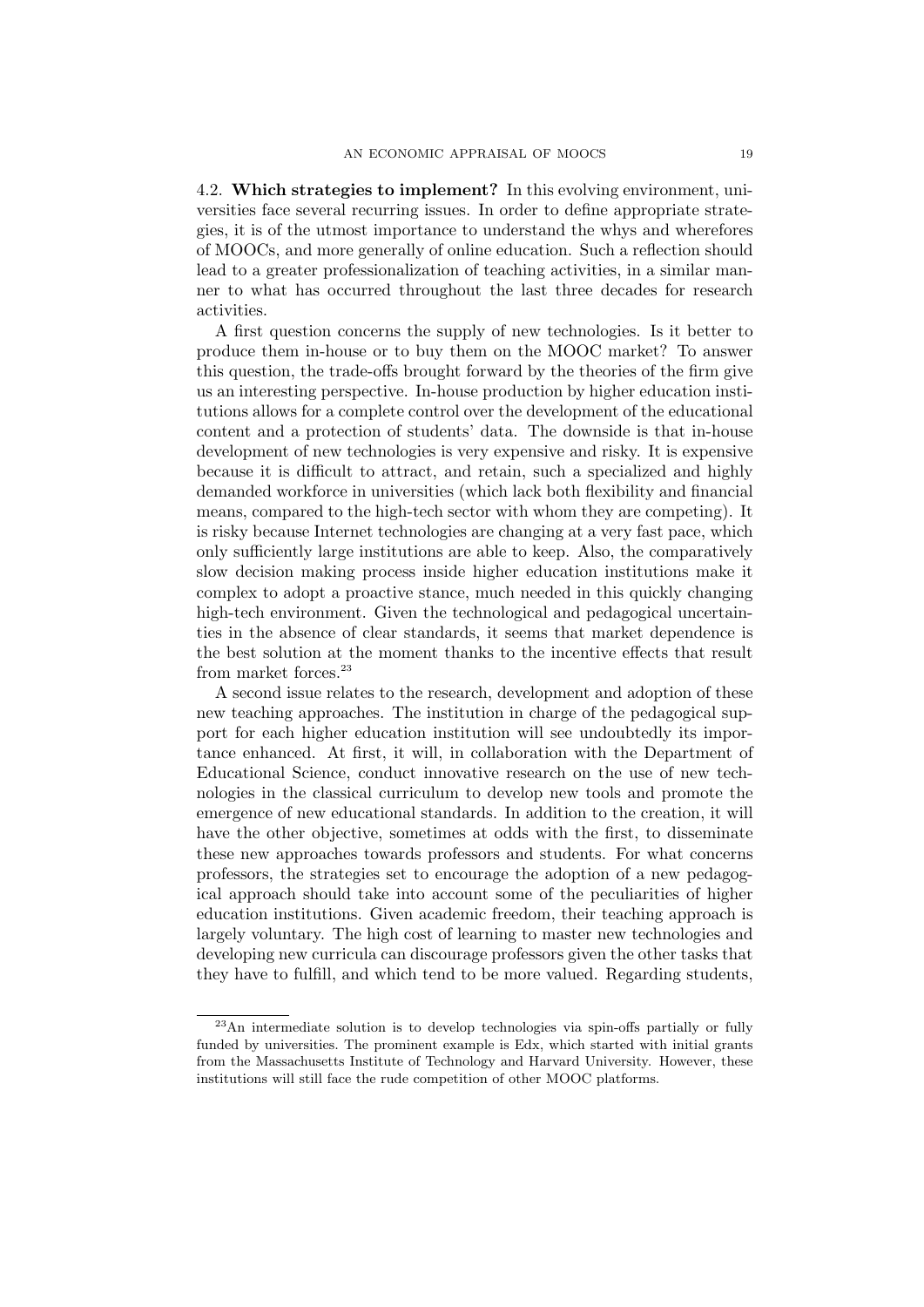4.2. **Which strategies to implement?** In this evolving environment, universities face several recurring issues. In order to define appropriate strategies, it is of the utmost importance to understand the whys and wherefores of MOOCs, and more generally of online education. Such a reflection should lead to a greater professionalization of teaching activities, in a similar manner to what has occurred throughout the last three decades for research activities.

A first question concerns the supply of new technologies. Is it better to produce them in-house or to buy them on the MOOC market? To answer this question, the trade-offs brought forward by the theories of the firm give us an interesting perspective. In-house production by higher education institutions allows for a complete control over the development of the educational content and a protection of students' data. The downside is that in-house development of new technologies is very expensive and risky. It is expensive because it is difficult to attract, and retain, such a specialized and highly demanded workforce in universities (which lack both flexibility and financial means, compared to the high-tech sector with whom they are competing). It is risky because Internet technologies are changing at a very fast pace, which only sufficiently large institutions are able to keep. Also, the comparatively slow decision making process inside higher education institutions make it complex to adopt a proactive stance, much needed in this quickly changing high-tech environment. Given the technological and pedagogical uncertainties in the absence of clear standards, it seems that market dependence is the best solution at the moment thanks to the incentive effects that result from market forces.[23]

A second issue relates to the research, development and adoption of these new teaching approaches. The institution in charge of the pedagogical support for each higher education institution will see undoubtedly its importance enhanced. At first, it will, in collaboration with the Department of Educational Science, conduct innovative research on the use of new technologies in the classical curriculum to develop new tools and promote the emergence of new educational standards. In addition to the creation, it will have the other objective, sometimes at odds with the first, to disseminate these new approaches towards professors and students. For what concerns professors, the strategies set to encourage the adoption of a new pedagogical approach should take into account some of the peculiarities of higher education institutions. Given academic freedom, their teaching approach is largely voluntary. The high cost of learning to master new technologies and developing new curricula can discourage professors given the other tasks that they have to fulfill, and which tend to be more valued. Regarding students,

[23] An intermediate solution is to develop technologies via spin-offs partially or fully funded by universities. The prominent example is Edx, which started with initial grants from the Massachusetts Institute of Technology and Harvard University. However, these institutions will still face the rude competition of other MOOC platforms.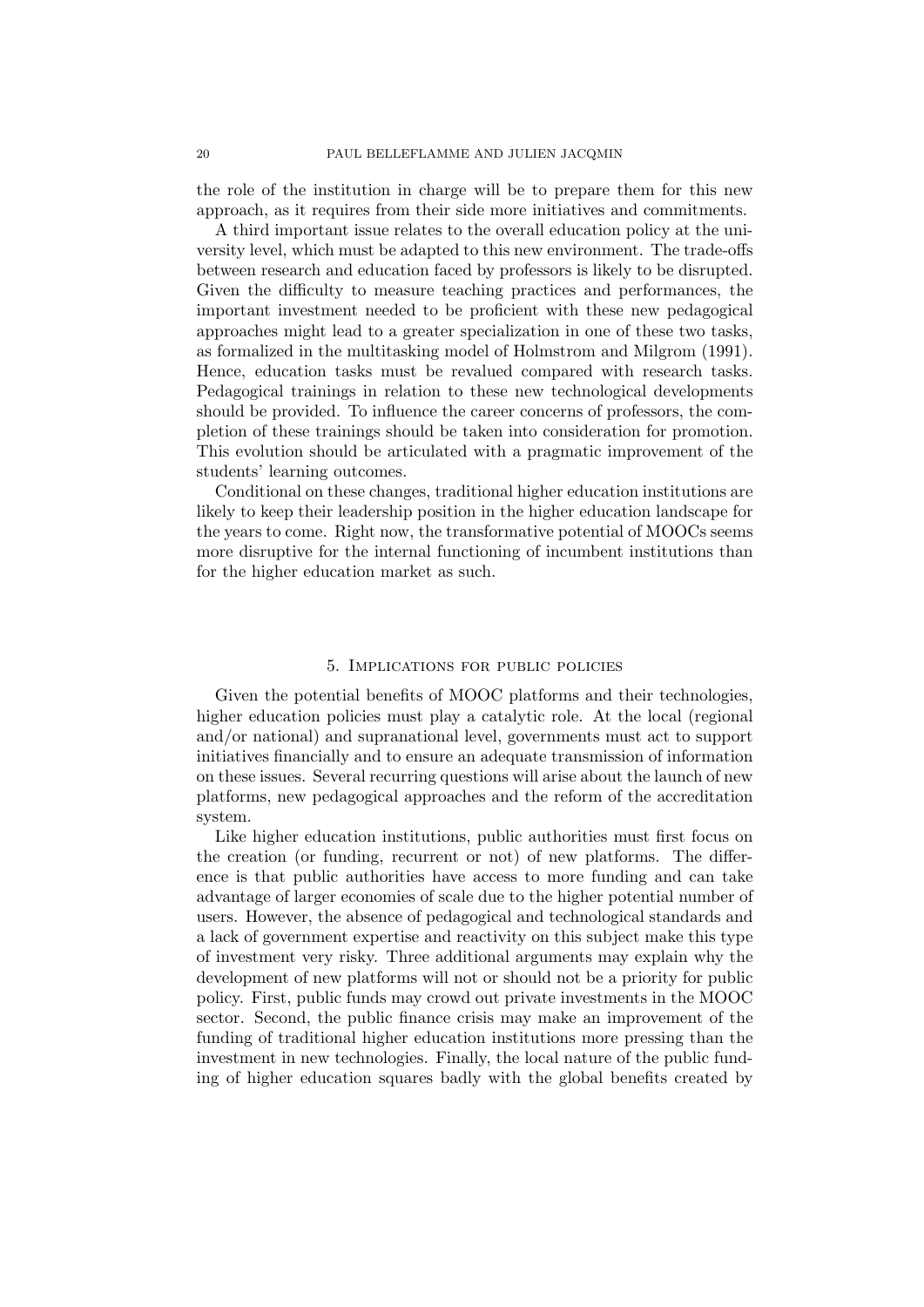the role of the institution in charge will be to prepare them for this new approach, as it requires from their side more initiatives and commitments.

A third important issue relates to the overall education policy at the university level, which must be adapted to this new environment. The trade-offs between research and education faced by professors is likely to be disrupted. Given the difficulty to measure teaching practices and performances, the important investment needed to be proficient with these new pedagogical approaches might lead to a greater specialization in one of these two tasks, as formalized in the multitasking model of Holmstrom and Milgrom (1991). Hence, education tasks must be revalued compared with research tasks. Pedagogical trainings in relation to these new technological developments should be provided. To influence the career concerns of professors, the completion of these trainings should be taken into consideration for promotion. This evolution should be articulated with a pragmatic improvement of the students' learning outcomes.

Conditional on these changes, traditional higher education institutions are likely to keep their leadership position in the higher education landscape for the years to come. Right now, the transformative potential of MOOCs seems more disruptive for the internal functioning of incumbent institutions than for the higher education market as such.

## 5. Implications for public policies

Given the potential benefits of MOOC platforms and their technologies, higher education policies must play a catalytic role. At the local (regional and/or national) and supranational level, governments must act to support initiatives financially and to ensure an adequate transmission of information on these issues. Several recurring questions will arise about the launch of new platforms, new pedagogical approaches and the reform of the accreditation system.

Like higher education institutions, public authorities must first focus on the creation (or funding, recurrent or not) of new platforms. The difference is that public authorities have access to more funding and can take advantage of larger economies of scale due to the higher potential number of users. However, the absence of pedagogical and technological standards and a lack of government expertise and reactivity on this subject make this type of investment very risky. Three additional arguments may explain why the development of new platforms will not or should not be a priority for public policy. First, public funds may crowd out private investments in the MOOC sector. Second, the public finance crisis may make an improvement of the funding of traditional higher education institutions more pressing than the investment in new technologies. Finally, the local nature of the public funding of higher education squares badly with the global benefits created by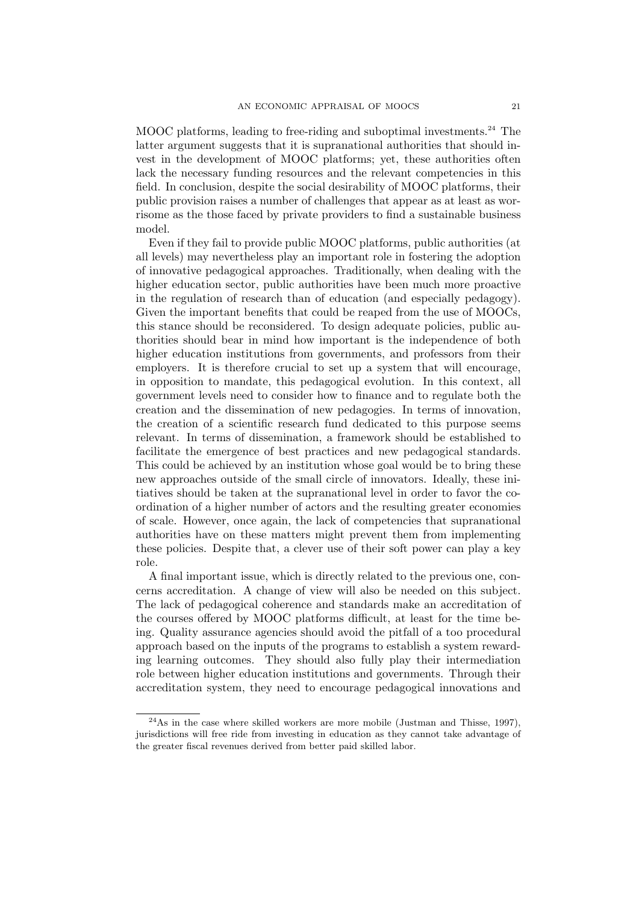MOOC platforms, leading to free-riding and suboptimal investments.[24] The latter argument suggests that it is supranational authorities that should invest in the development of MOOC platforms; yet, these authorities often lack the necessary funding resources and the relevant competencies in this field. In conclusion, despite the social desirability of MOOC platforms, their public provision raises a number of challenges that appear as at least as worrisome as the those faced by private providers to find a sustainable business model.

Even if they fail to provide public MOOC platforms, public authorities (at all levels) may nevertheless play an important role in fostering the adoption of innovative pedagogical approaches. Traditionally, when dealing with the higher education sector, public authorities have been much more proactive in the regulation of research than of education (and especially pedagogy). Given the important benefits that could be reaped from the use of MOOCs, this stance should be reconsidered. To design adequate policies, public authorities should bear in mind how important is the independence of both higher education institutions from governments, and professors from their employers. It is therefore crucial to set up a system that will encourage, in opposition to mandate, this pedagogical evolution. In this context, all government levels need to consider how to finance and to regulate both the creation and the dissemination of new pedagogies. In terms of innovation, the creation of a scientific research fund dedicated to this purpose seems relevant. In terms of dissemination, a framework should be established to facilitate the emergence of best practices and new pedagogical standards. This could be achieved by an institution whose goal would be to bring these new approaches outside of the small circle of innovators. Ideally, these initiatives should be taken at the supranational level in order to favor the coordination of a higher number of actors and the resulting greater economies of scale. However, once again, the lack of competencies that supranational authorities have on these matters might prevent them from implementing these policies. Despite that, a clever use of their soft power can play a key role.

A final important issue, which is directly related to the previous one, concerns accreditation. A change of view will also be needed on this subject. The lack of pedagogical coherence and standards make an accreditation of the courses offered by MOOC platforms difficult, at least for the time being. Quality assurance agencies should avoid the pitfall of a too procedural approach based on the inputs of the programs to establish a system rewarding learning outcomes. They should also fully play their intermediation role between higher education institutions and governments. Through their accreditation system, they need to encourage pedagogical innovations and

[24]As in the case where skilled workers are more mobile (Justman and Thisse, 1997), jurisdictions will free ride from investing in education as they cannot take advantage of the greater fiscal revenues derived from better paid skilled labor.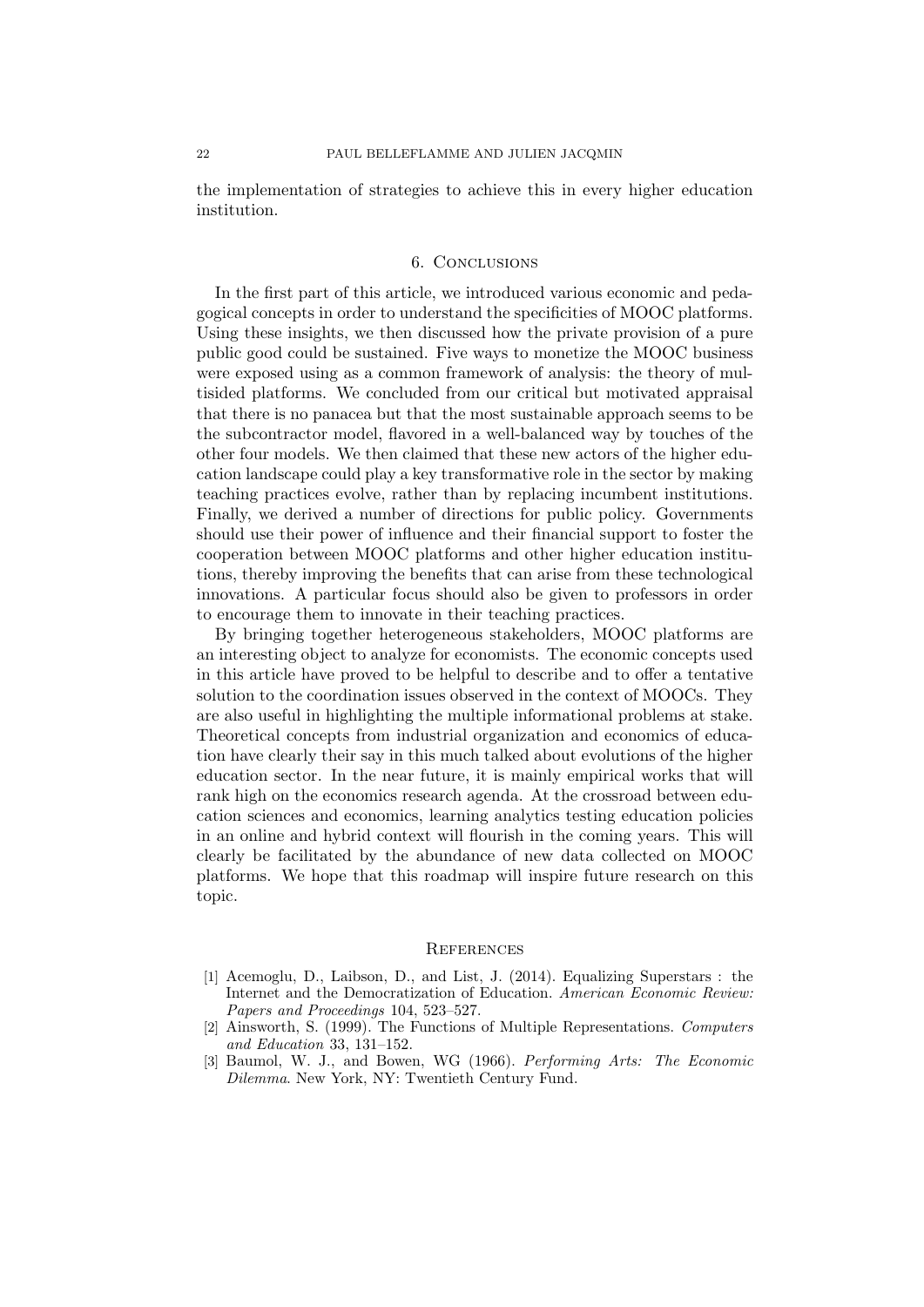the implementation of strategies to achieve this in every higher education institution.

## 6. Conclusions

In the first part of this article, we introduced various economic and pedagogical concepts in order to understand the specificities of MOOC platforms. Using these insights, we then discussed how the private provision of a pure public good could be sustained. Five ways to monetize the MOOC business were exposed using as a common framework of analysis: the theory of multisided platforms. We concluded from our critical but motivated appraisal that there is no panacea but that the most sustainable approach seems to be the subcontractor model, flavored in a well-balanced way by touches of the other four models. We then claimed that these new actors of the higher education landscape could play a key transformative role in the sector by making teaching practices evolve, rather than by replacing incumbent institutions. Finally, we derived a number of directions for public policy. Governments should use their power of influence and their financial support to foster the cooperation between MOOC platforms and other higher education institutions, thereby improving the benefits that can arise from these technological innovations. A particular focus should also be given to professors in order to encourage them to innovate in their teaching practices.

By bringing together heterogeneous stakeholders, MOOC platforms are an interesting object to analyze for economists. The economic concepts used in this article have proved to be helpful to describe and to offer a tentative solution to the coordination issues observed in the context of MOOCs. They are also useful in highlighting the multiple informational problems at stake. Theoretical concepts from industrial organization and economics of education have clearly their say in this much talked about evolutions of the higher education sector. In the near future, it is mainly empirical works that will rank high on the economics research agenda. At the crossroad between education sciences and economics, learning analytics testing education policies in an online and hybrid context will flourish in the coming years. This will clearly be facilitated by the abundance of new data collected on MOOC platforms. We hope that this roadmap will inspire future research on this topic.

## References

[1] Acemoglu, D., Laibson, D., and List, J. (2014). Equalizing Superstars : the Internet and the Democratization of Education. *American Economic Review: Papers and Proceedings* 104, 523–527.

[2] Ainsworth, S. (1999). The Functions of Multiple Representations. *Computers and Education* 33, 131–152.

[3] Baumol, W. J., and Bowen, WG (1966). *Performing Arts: The Economic Dilemma*. New York, NY: Twentieth Century Fund.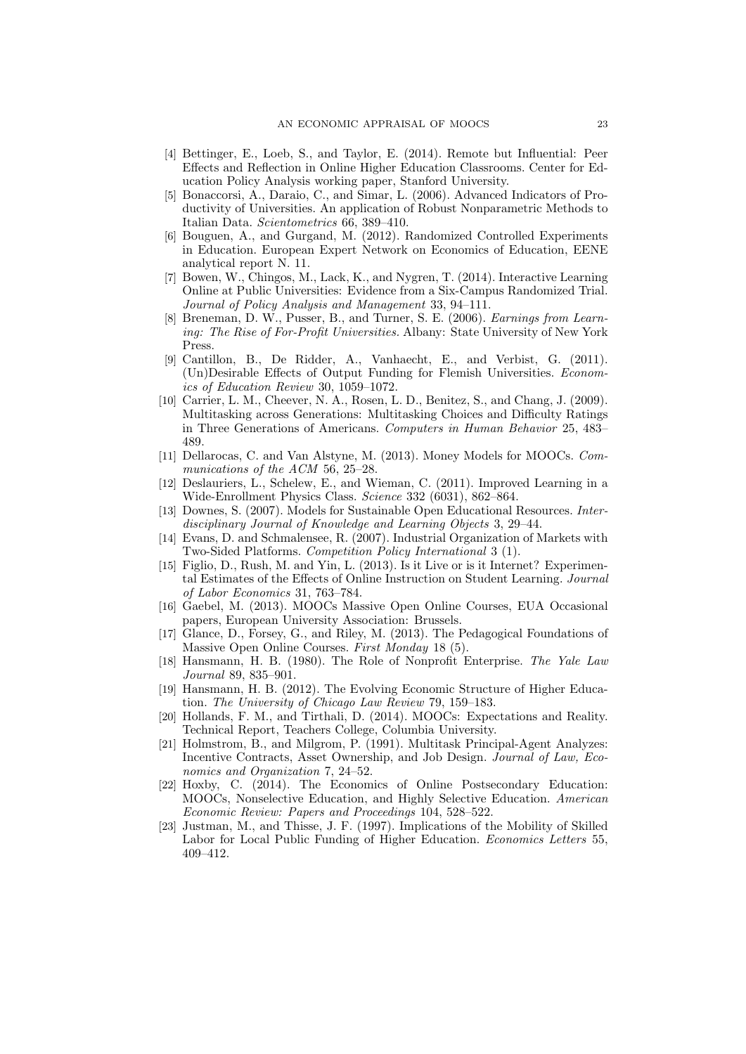[4] Bettinger, E., Loeb, S., and Taylor, E. (2014). Remote but Influential: Peer Effects and Reflection in Online Higher Education Classrooms. Center for Education Policy Analysis working paper, Stanford University.

[5] Bonaccorsi, A., Daraio, C., and Simar, L. (2006). Advanced Indicators of Productivity of Universities. An application of Robust Nonparametric Methods to Italian Data. *Scientometrics* 66, 389–410.

[6] Bouguen, A., and Gurgand, M. (2012). Randomized Controlled Experiments in Education. European Expert Network on Economics of Education, EENE analytical report N. 11.

[7] Bowen, W., Chingos, M., Lack, K., and Nygren, T. (2014). Interactive Learning Online at Public Universities: Evidence from a Six-Campus Randomized Trial. *Journal of Policy Analysis and Management* 33, 94–111.

[8] Breneman, D. W., Pusser, B., and Turner, S. E. (2006). *Earnings from Learning: The Rise of For-Profit Universities.* Albany: State University of New York Press.

[9] Cantillon, B., De Ridder, A., Vanhaecht, E., and Verbist, G. (2011). (Un)Desirable Effects of Output Funding for Flemish Universities. *Economics of Education Review* 30, 1059–1072.

[10] Carrier, L. M., Cheever, N. A., Rosen, L. D., Benitez, S., and Chang, J. (2009). Multitasking across Generations: Multitasking Choices and Difficulty Ratings in Three Generations of Americans. *Computers in Human Behavior* 25, 483–489.

[11] Dellarocas, C. and Van Alstyne, M. (2013). Money Models for MOOCs. *Communications of the ACM* 56, 25–28.

[12] Deslauriers, L., Schelew, E., and Wieman, C. (2011). Improved Learning in a Wide-Enrollment Physics Class. *Science* 332 (6031), 862–864.

[13] Downes, S. (2007). Models for Sustainable Open Educational Resources. *Interdisciplinary Journal of Knowledge and Learning Objects* 3, 29–44.

[14] Evans, D. and Schmalensee, R. (2007). Industrial Organization of Markets with Two-Sided Platforms. *Competition Policy International* 3 (1).

[15] Figlio, D., Rush, M. and Yin, L. (2013). Is it Live or is it Internet? Experimental Estimates of the Effects of Online Instruction on Student Learning. *Journal of Labor Economics* 31, 763–784.

[16] Gaebel, M. (2013). MOOCs Massive Open Online Courses, EUA Occasional papers, European University Association: Brussels.

[17] Glance, D., Forsey, G., and Riley, M. (2013). The Pedagogical Foundations of Massive Open Online Courses. *First Monday* 18 (5).

[18] Hansmann, H. B. (1980). The Role of Nonprofit Enterprise. *The Yale Law Journal* 89, 835–901.

[19] Hansmann, H. B. (2012). The Evolving Economic Structure of Higher Education. *The University of Chicago Law Review* 79, 159–183.

[20] Hollands, F. M., and Tirthali, D. (2014). MOOCs: Expectations and Reality. Technical Report, Teachers College, Columbia University.

[21] Holmstrom, B., and Milgrom, P. (1991). Multitask Principal-Agent Analyzes: Incentive Contracts, Asset Ownership, and Job Design. *Journal of Law, Economics and Organization* 7, 24–52.

[22] Hoxby, C. (2014). The Economics of Online Postsecondary Education: MOOCs, Nonselective Education, and Highly Selective Education. *American Economic Review: Papers and Proceedings* 104, 528–522.

[23] Justman, M., and Thisse, J. F. (1997). Implications of the Mobility of Skilled Labor for Local Public Funding of Higher Education. *Economics Letters* 55, 409–412.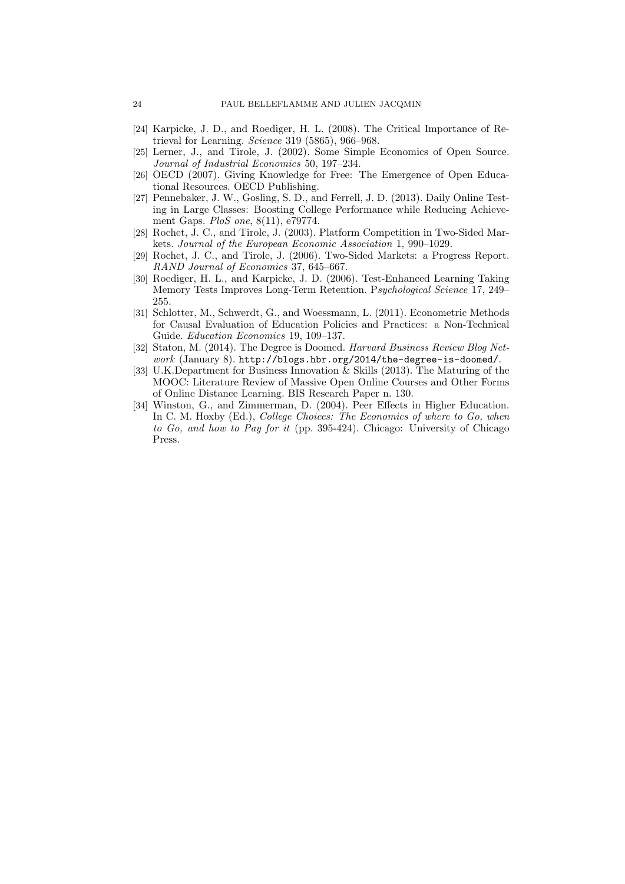[24] Karpicke, J. D., and Roediger, H. L. (2008). The Critical Importance of Retrieval for Learning. *Science* 319 (5865), 966–968.

[25] Lerner, J., and Tirole, J. (2002). Some Simple Economics of Open Source. *Journal of Industrial Economics* 50, 197–234.

[26] OECD (2007). Giving Knowledge for Free: The Emergence of Open Educational Resources. OECD Publishing.

[27] Pennebaker, J. W., Gosling, S. D., and Ferrell, J. D. (2013). Daily Online Testing in Large Classes: Boosting College Performance while Reducing Achievement Gaps. *PloS one*, 8(11), e79774.

[28] Rochet, J. C., and Tirole, J. (2003). Platform Competition in Two-Sided Markets. *Journal of the European Economic Association* 1, 990–1029.

[29] Rochet, J. C., and Tirole, J. (2006). Two-Sided Markets: a Progress Report. *RAND Journal of Economics* 37, 645–667.

[30] Roediger, H. L., and Karpicke, J. D. (2006). Test-Enhanced Learning Taking Memory Tests Improves Long-Term Retention. P*sychological Science* 17, 249–255.

[31] Schlotter, M., Schwerdt, G., and Woessmann, L. (2011). Econometric Methods for Causal Evaluation of Education Policies and Practices: a Non-Technical Guide. *Education Economics* 19, 109–137.

[32] Staton, M. (2014). The Degree is Doomed. *Harvard Business Review Blog Network* (January 8). `http://blogs.hbr.org/2014/the-degree-is-doomed/`.

[33] U.K.Department for Business Innovation & Skills (2013). The Maturing of the MOOC: Literature Review of Massive Open Online Courses and Other Forms of Online Distance Learning. BIS Research Paper n. 130.

[34] Winston, G., and Zimmerman, D. (2004). Peer Effects in Higher Education. In C. M. Hoxby (Ed.), *College Choices: The Economics of where to Go, when to Go, and how to Pay for it* (pp. 395-424). Chicago: University of Chicago Press.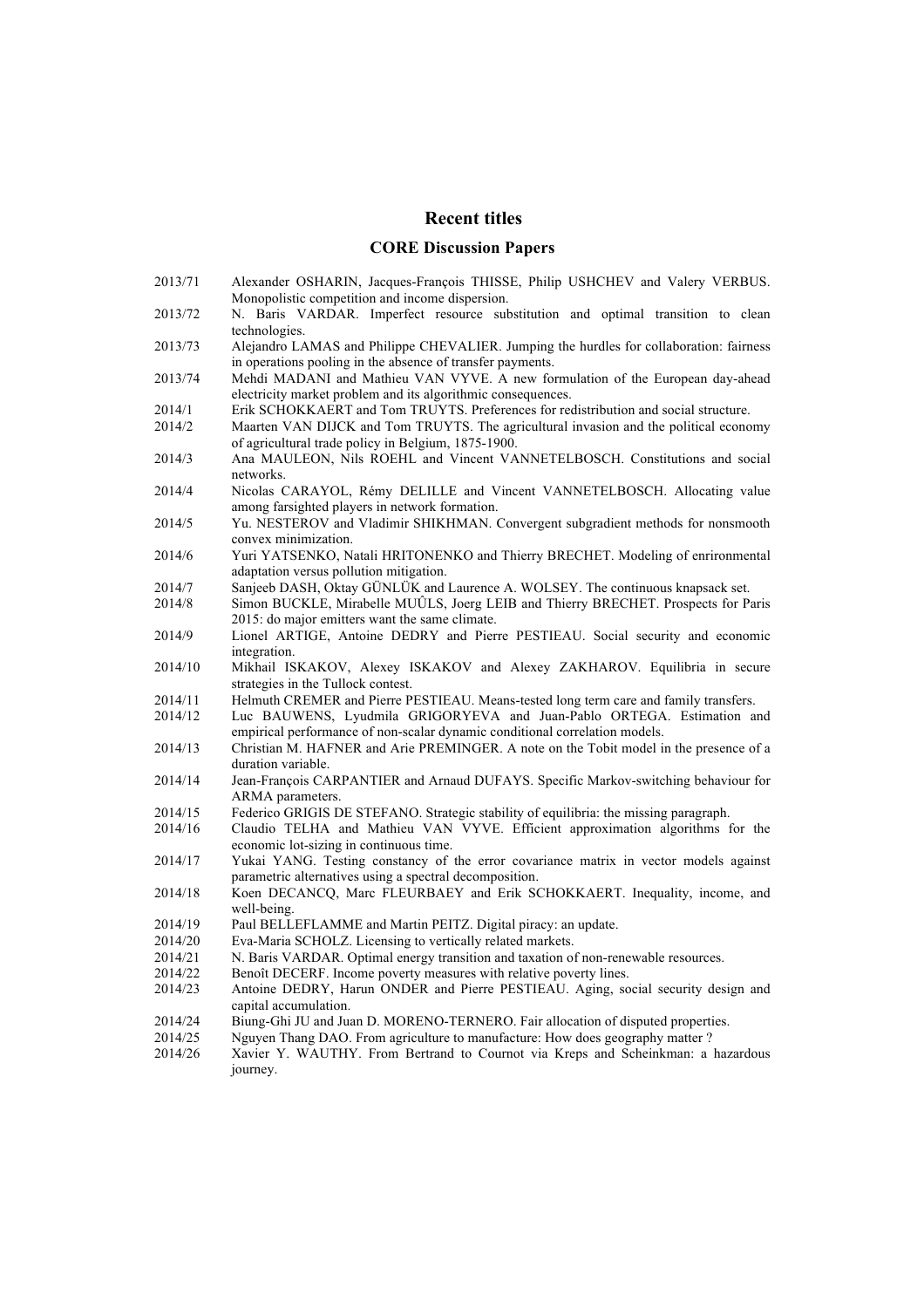## Recent titles

### CORE Discussion Papers

2013/71 Alexander OSHARIN, Jacques-François THISSE, Philip USHCHEV and Valery VERBUS. Monopolistic competition and income dispersion.

2013/72 N. Baris VARDAR. Imperfect resource substitution and optimal transition to clean technologies.

2013/73 Alejandro LAMAS and Philippe CHEVALIER. Jumping the hurdles for collaboration: fairness in operations pooling in the absence of transfer payments.

2013/74 Mehdi MADANI and Mathieu VAN VYVE. A new formulation of the European day-ahead electricity market problem and its algorithmic consequences.

2014/1 Erik SCHOKKAERT and Tom TRUYTS. Preferences for redistribution and social structure.

2014/2 Maarten VAN DIJCK and Tom TRUYTS. The agricultural invasion and the political economy of agricultural trade policy in Belgium, 1875-1900.

2014/3 Ana MAULEON, Nils ROEHL and Vincent VANNETELBOSCH. Constitutions and social networks.

2014/4 Nicolas CARAYOL, Rémy DELILLE and Vincent VANNETELBOSCH. Allocating value among farsighted players in network formation.

2014/5 Yu. NESTEROV and Vladimir SHIKHMAN. Convergent subgradient methods for nonsmooth convex minimization.

2014/6 Yuri YATSENKO, Natali HRITONENKO and Thierry BRECHET. Modeling of enrironmental adaptation versus pollution mitigation.

2014/7 Sanjeeb DASH, Oktay GÜNLÜK and Laurence A. WOLSEY. The continuous knapsack set.

2014/8 Simon BUCKLE, Mirabelle MUÛLS, Joerg LEIB and Thierry BRECHET. Prospects for Paris 2015: do major emitters want the same climate.

2014/9 Lionel ARTIGE, Antoine DEDRY and Pierre PESTIEAU. Social security and economic integration.

2014/10 Mikhail ISKAKOV, Alexey ISKAKOV and Alexey ZAKHAROV. Equilibria in secure strategies in the Tullock contest.

2014/11 Helmuth CREMER and Pierre PESTIEAU. Means-tested long term care and family transfers.

2014/12 Luc BAUWENS, Lyudmila GRIGORYEVA and Juan-Pablo ORTEGA. Estimation and empirical performance of non-scalar dynamic conditional correlation models.

2014/13 Christian M. HAFNER and Arie PREMINGER. A note on the Tobit model in the presence of a duration variable.

2014/14 Jean-François CARPANTIER and Arnaud DUFAYS. Specific Markov-switching behaviour for ARMA parameters.

2014/15 Federico GRIGIS DE STEFANO. Strategic stability of equilibria: the missing paragraph.

2014/16 Claudio TELHA and Mathieu VAN VYVE. Efficient approximation algorithms for the economic lot-sizing in continuous time.

2014/17 Yukai YANG. Testing constancy of the error covariance matrix in vector models against parametric alternatives using a spectral decomposition.

2014/18 Koen DECANCQ, Marc FLEURBAEY and Erik SCHOKKAERT. Inequality, income, and well-being.

2014/19 Paul BELLEFLAMME and Martin PEITZ. Digital piracy: an update.

2014/20 Eva-Maria SCHOLZ. Licensing to vertically related markets.

2014/21 N. Baris VARDAR. Optimal energy transition and taxation of non-renewable resources.

2014/22 Benoît DECERF. Income poverty measures with relative poverty lines.

2014/23 Antoine DEDRY, Harun ONDER and Pierre PESTIEAU. Aging, social security design and capital accumulation.

2014/24 Biung-Ghi JU and Juan D. MORENO-TERNERO. Fair allocation of disputed properties.

2014/25 Nguyen Thang DAO. From agriculture to manufacture: How does geography matter ?

2014/26 Xavier Y. WAUTHY. From Bertrand to Cournot via Kreps and Scheinkman: a hazardous journey.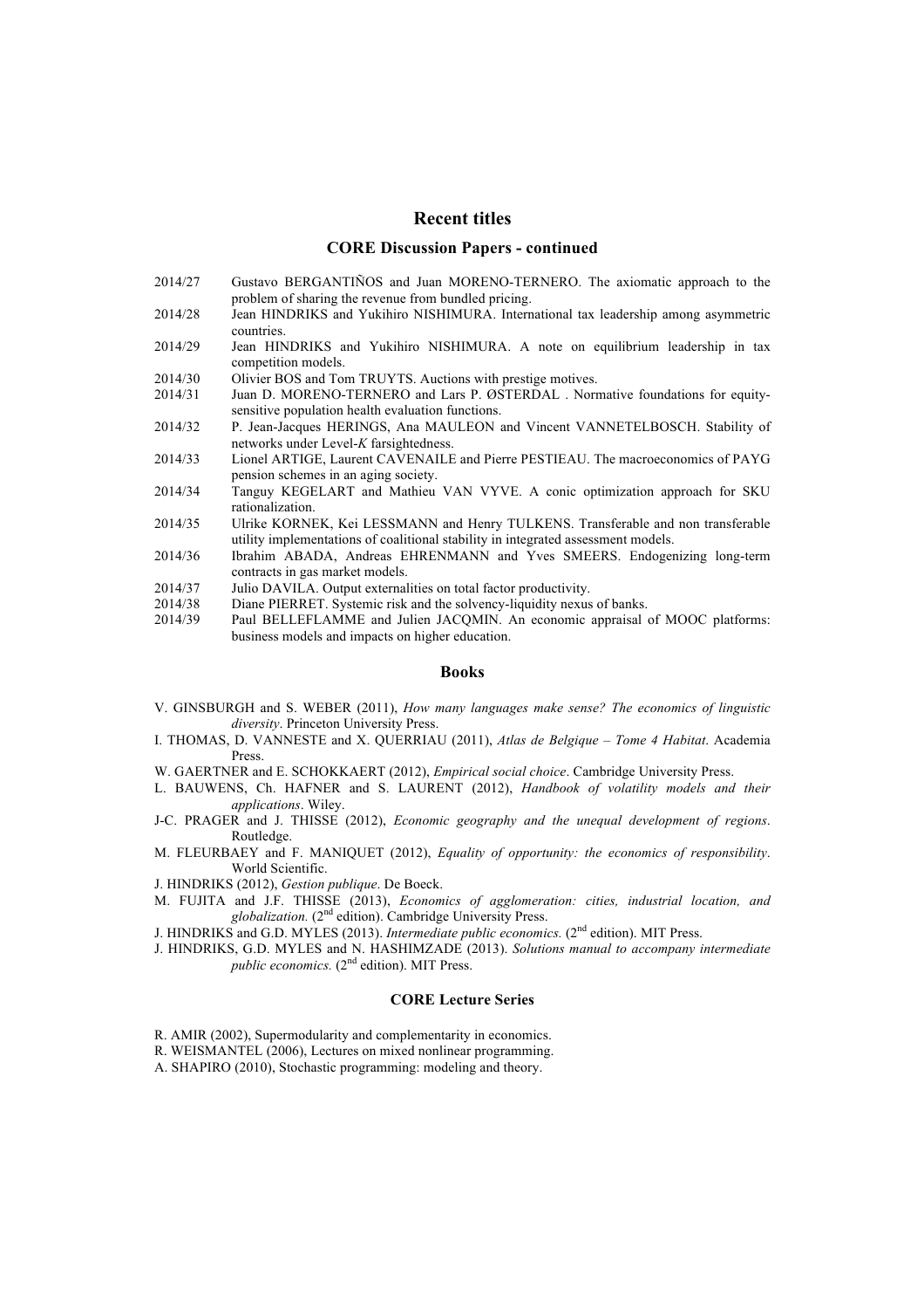## Recent titles

### CORE Discussion Papers - continued

2014/27 Gustavo BERGANTIÑOS and Juan MORENO-TERNERO. The axiomatic approach to the problem of sharing the revenue from bundled pricing.
2014/28 Jean HINDRIKS and Yukihiro NISHIMURA. International tax leadership among asymmetric countries.
2014/29 Jean HINDRIKS and Yukihiro NISHIMURA. A note on equilibrium leadership in tax competition models.
2014/30 Olivier BOS and Tom TRUYTS. Auctions with prestige motives.
2014/31 Juan D. MORENO-TERNERO and Lars P. ØSTERDAL . Normative foundations for equity-sensitive population health evaluation functions.
2014/32 P. Jean-Jacques HERINGS, Ana MAULEON and Vincent VANNETELBOSCH. Stability of networks under Level-*K* farsightedness.
2014/33 Lionel ARTIGE, Laurent CAVENAILE and Pierre PESTIEAU. The macroeconomics of PAYG pension schemes in an aging society.
2014/34 Tanguy KEGELART and Mathieu VAN VYVE. A conic optimization approach for SKU rationalization.
2014/35 Ulrike KORNEK, Kei LESSMANN and Henry TULKENS. Transferable and non transferable utility implementations of coalitional stability in integrated assessment models.
2014/36 Ibrahim ABADA, Andreas EHRENMANN and Yves SMEERS. Endogenizing long-term contracts in gas market models.
2014/37 Julio DAVILA. Output externalities on total factor productivity.
2014/38 Diane PIERRET. Systemic risk and the solvency-liquidity nexus of banks.
2014/39 Paul BELLEFLAMME and Julien JACQMIN. An economic appraisal of MOOC platforms: business models and impacts on higher education.

### Books

V. GINSBURGH and S. WEBER (2011), *How many languages make sense? The economics of linguistic diversity*. Princeton University Press.
I. THOMAS, D. VANNESTE and X. QUERRIAU (2011), *Atlas de Belgique – Tome 4 Habitat*. Academia Press.
W. GAERTNER and E. SCHOKKAERT (2012), *Empirical social choice*. Cambridge University Press.
L. BAUWENS, Ch. HAFNER and S. LAURENT (2012), *Handbook of volatility models and their applications*. Wiley.
J-C. PRAGER and J. THISSE (2012), *Economic geography and the unequal development of regions*. Routledge.
M. FLEURBAEY and F. MANIQUET (2012), *Equality of opportunity: the economics of responsibility*. World Scientific.
J. HINDRIKS (2012), *Gestion publique*. De Boeck.
M. FUJITA and J.F. THISSE (2013), *Economics of agglomeration: cities, industrial location, and globalization.* (2nd edition). Cambridge University Press.
J. HINDRIKS and G.D. MYLES (2013). *Intermediate public economics.* (2nd edition). MIT Press.
J. HINDRIKS, G.D. MYLES and N. HASHIMZADE (2013). *Solutions manual to accompany intermediate public economics.* (2nd edition). MIT Press.

### CORE Lecture Series

R. AMIR (2002), Supermodularity and complementarity in economics.
R. WEISMANTEL (2006), Lectures on mixed nonlinear programming.
A. SHAPIRO (2010), Stochastic programming: modeling and theory.